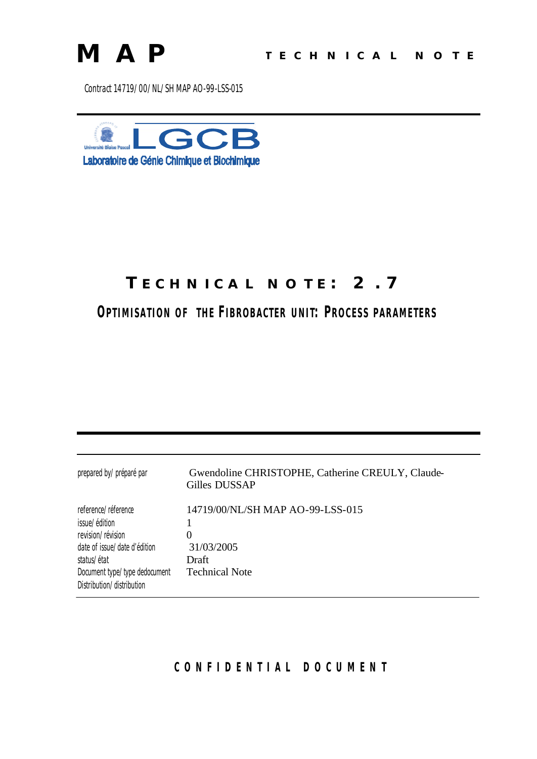**MAP** **TECHNICAL NOTE**

Contract 14719/00/NL/SH MAP AO-99-LSS-015

LGCB

Université Blaise Pascal

Laboratoire de Génie Chimique et Biochimique

# TECHNICAL NOTE: 2.7

## OPTIMISATION OF THE FIBROBACTER UNIT: PROCESS PARAMETERS

| | |
|---|---|
| prepared by/ préparé par | Gwendoline CHRISTOPHE, Catherine CREULY, Claude-Gilles DUSSAP |
| reference/ réference | 14719/00/NL/SH MAP AO-99-LSS-015 |
| issue/ édition | 1 |
| revision/ révision | 0 |
| date of issue/ date d'édition | 31/03/2005 |
| status/ état | Draft |
| Document type/ type dedocument | Technical Note |
| Distribution/ distribution | |

**CONFIDENTIAL DOCUMENT**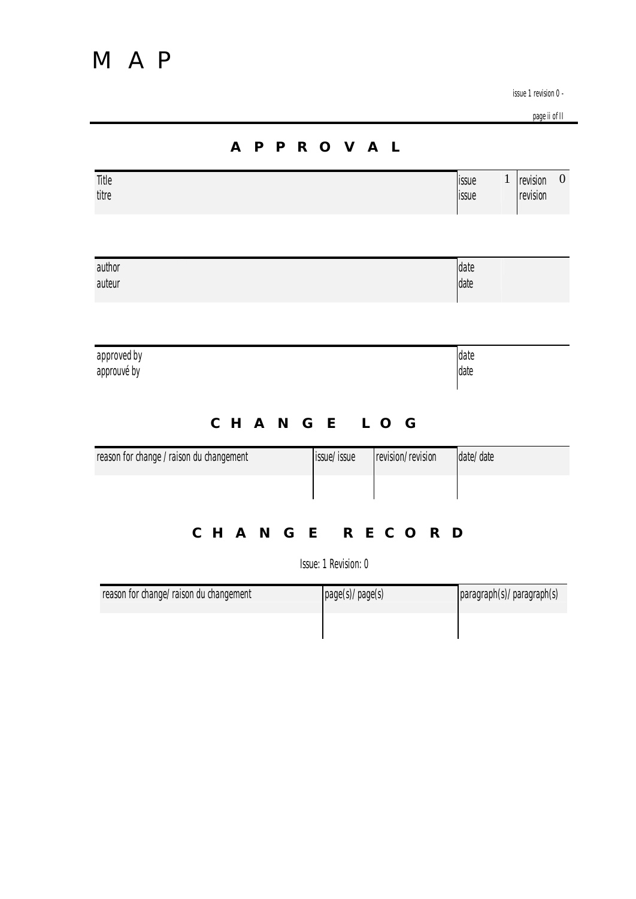# M A P

## A P P R O V A L

| Title<br>titre | | issue<br>issue | 1 | revision<br>revision | 0 |
|---|---|---|---|---|---|

| author<br>auteur | date<br>date | |
|---|---|---|

| approved by<br>approuvé by | date<br>date |
|---|---|

## C H A N G E   L O G

| reason for change / raison du changement | issue/ issue | revision/ revision | date/ date |
|---|---|---|---|
| | | | |

## C H A N G E   R E C O R D

Issue: 1 Revision: 0

| reason for change/ raison du changement | page(s)/ page(s) | paragraph(s)/ paragraph(s) |
|---|---|---|
| | | |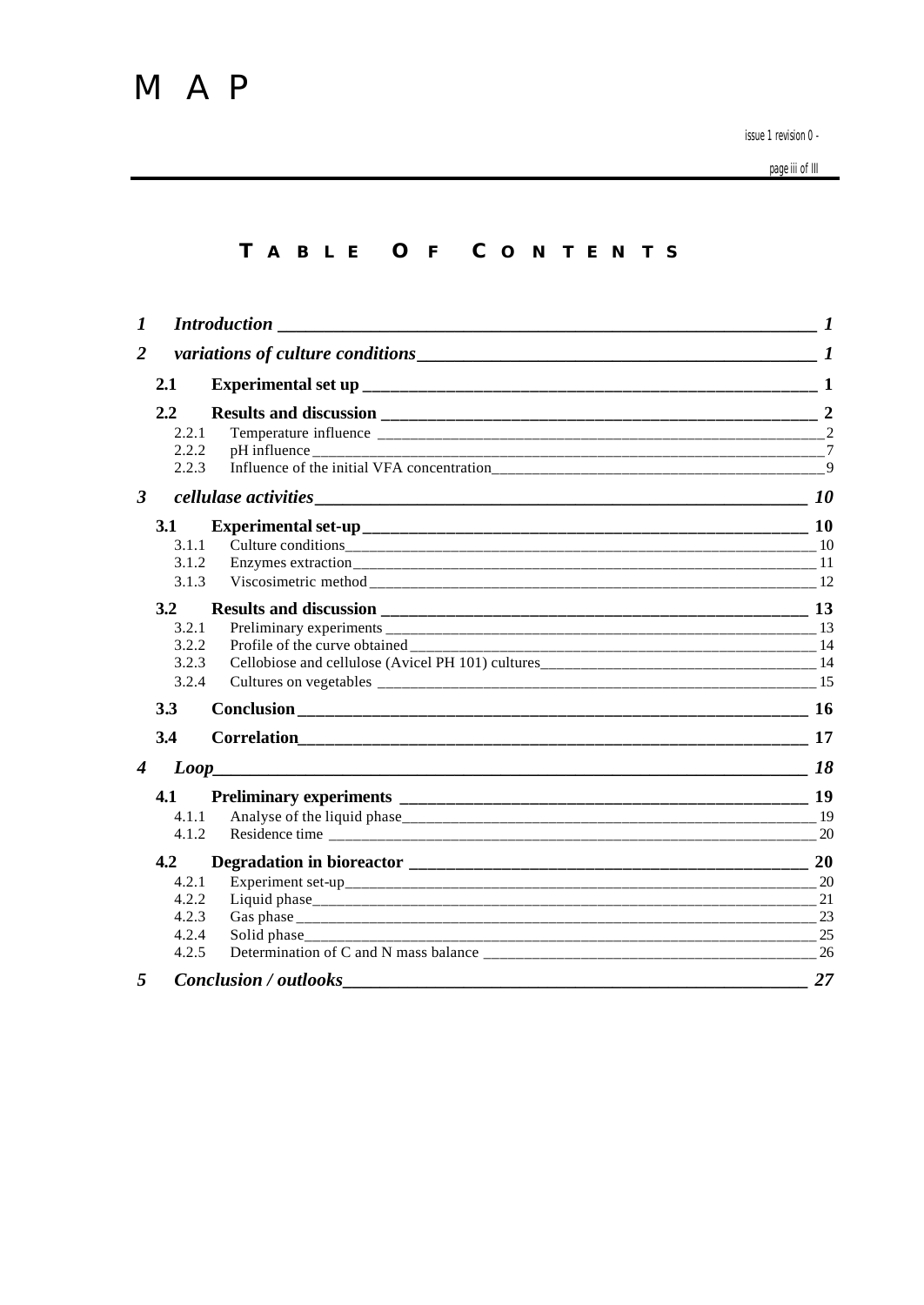# TABLE OF CONTENTS

*1* *Introduction* — *1*

*2* *variations of culture conditions* — *1*

**2.1 Experimental set up** — **1**

**2.2 Results and discussion** — **2**

- 2.2.1 Temperature influence — 2
- 2.2.2 pH influence — 7
- 2.2.3 Influence of the initial VFA concentration — 9

*3* *cellulase activities* — *10*

**3.1 Experimental set-up** — **10**

- 3.1.1 Culture conditions — 10
- 3.1.2 Enzymes extraction — 11
- 3.1.3 Viscosimetric method — 12

**3.2 Results and discussion** — **13**

- 3.2.1 Preliminary experiments — 13
- 3.2.2 Profile of the curve obtained — 14
- 3.2.3 Cellobiose and cellulose (Avicel PH 101) cultures — 14
- 3.2.4 Cultures on vegetables — 15

**3.3 Conclusion** — **16**

**3.4 Correlation** — **17**

*4* *Loop* — *18*

**4.1 Preliminary experiments** — **19**

- 4.1.1 Analyse of the liquid phase — 19
- 4.1.2 Residence time — 20

**4.2 Degradation in bioreactor** — **20**

- 4.2.1 Experiment set-up — 20
- 4.2.2 Liquid phase — 21
- 4.2.3 Gas phase — 23
- 4.2.4 Solid phase — 25
- 4.2.5 Determination of C and N mass balance — 26

*5* *Conclusion / outlooks* — *27*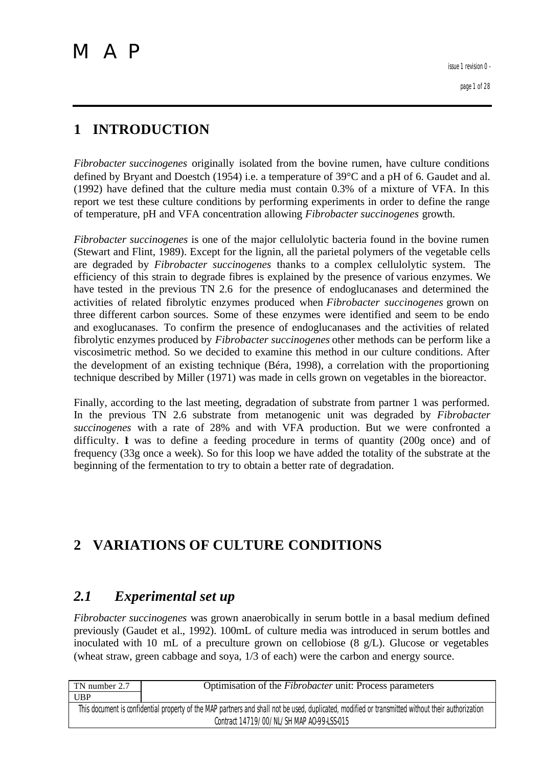# 1 INTRODUCTION

*Fibrobacter succinogenes* originally isolated from the bovine rumen, have culture conditions defined by Bryant and Doestch (1954) i.e. a temperature of 39°C and a pH of 6. Gaudet and al. (1992) have defined that the culture media must contain 0.3% of a mixture of VFA. In this report we test these culture conditions by performing experiments in order to define the range of temperature, pH and VFA concentration allowing *Fibrobacter succinogenes* growth.

*Fibrobacter succinogenes* is one of the major cellulolytic bacteria found in the bovine rumen (Stewart and Flint, 1989). Except for the lignin, all the parietal polymers of the vegetable cells are degraded by *Fibrobacter succinogenes* thanks to a complex cellulolytic system. The efficiency of this strain to degrade fibres is explained by the presence of various enzymes. We have tested in the previous TN 2.6 for the presence of endoglucanases and determined the activities of related fibrolytic enzymes produced when *Fibrobacter succinogenes* grown on three different carbon sources. Some of these enzymes were identified and seem to be endo and exoglucanases. To confirm the presence of endoglucanases and the activities of related fibrolytic enzymes produced by *Fibrobacter succinogenes* other methods can be perform like a viscosimetric method. So we decided to examine this method in our culture conditions. After the development of an existing technique (Béra, 1998), a correlation with the proportioning technique described by Miller (1971) was made in cells grown on vegetables in the bioreactor.

Finally, according to the last meeting, degradation of substrate from partner 1 was performed. In the previous TN 2.6 substrate from metanogenic unit was degraded by *Fibrobacter succinogenes* with a rate of 28% and with VFA production. But we were confronted a difficulty. It was to define a feeding procedure in terms of quantity (200g once) and of frequency (33g once a week). So for this loop we have added the totality of the substrate at the beginning of the fermentation to try to obtain a better rate of degradation.

# 2 VARIATIONS OF CULTURE CONDITIONS

## *2.1 Experimental set up*

*Fibrobacter succinogenes* was grown anaerobically in serum bottle in a basal medium defined previously (Gaudet et al., 1992). 100mL of culture media was introduced in serum bottles and inoculated with 10 mL of a preculture grown on cellobiose (8 g/L). Glucose or vegetables (wheat straw, green cabbage and soya, 1/3 of each) were the carbon and energy source.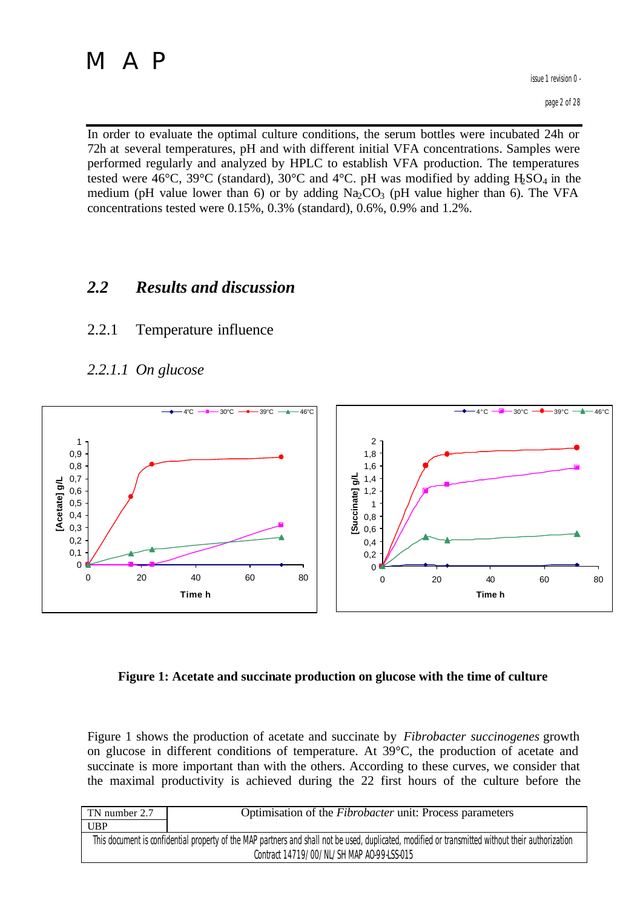In order to evaluate the optimal culture conditions, the serum bottles were incubated 24h or 72h at several temperatures, pH and with different initial VFA concentrations. Samples were performed regularly and analyzed by HPLC to establish VFA production. The temperatures tested were 46°C, 39°C (standard), 30°C and 4°C. pH was modified by adding $H_2SO_4$ in the medium (pH value lower than 6) or by adding $Na_2CO_3$ (pH value higher than 6). The VFA concentrations tested were 0.15%, 0.3% (standard), 0.6%, 0.9% and 1.2%.

## 2.2 *Results and discussion*

### 2.2.1 Temperature influence

#### *2.2.1.1 On glucose*

**Figure 1: Acetate and succinate production on glucose with the time of culture**

Figure 1 shows the production of acetate and succinate by *Fibrobacter succinogenes* growth on glucose in different conditions of temperature. At 39°C, the production of acetate and succinate is more important than with the others. According to these curves, we consider that the maximal productivity is achieved during the 22 first hours of the culture before the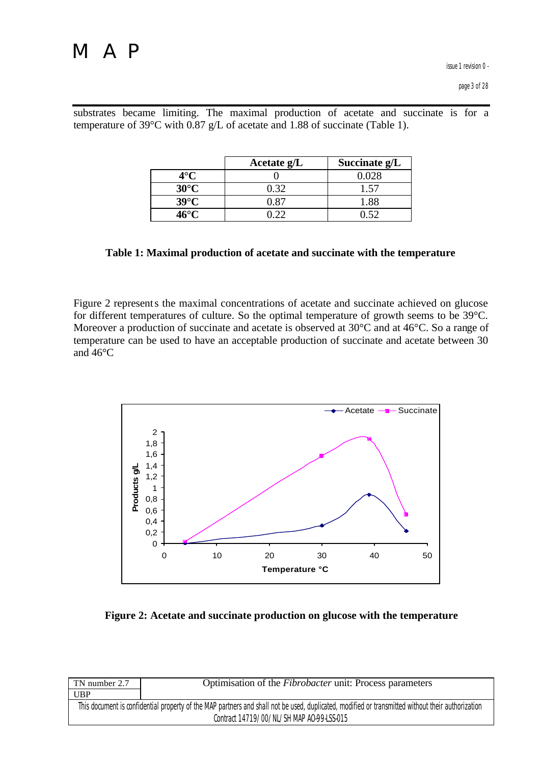substrates became limiting. The maximal production of acetate and succinate is for a temperature of 39°C with 0.87 g/L of acetate and 1.88 of succinate (Table 1).

| | Acetate g/L | Succinate g/L |
|---|---|---|
| **4°C** | 0 | 0.028 |
| **30°C** | 0.32 | 1.57 |
| **39°C** | 0.87 | 1.88 |
| **46°C** | 0.22 | 0.52 |

**Table 1: Maximal production of acetate and succinate with the temperature**

Figure 2 represents the maximal concentrations of acetate and succinate achieved on glucose for different temperatures of culture. So the optimal temperature of growth seems to be 39°C. Moreover a production of succinate and acetate is observed at 30°C and at 46°C. So a range of temperature can be used to have an acceptable production of succinate and acetate between 30 and 46°C

**Figure 2: Acetate and succinate production on glucose with the temperature**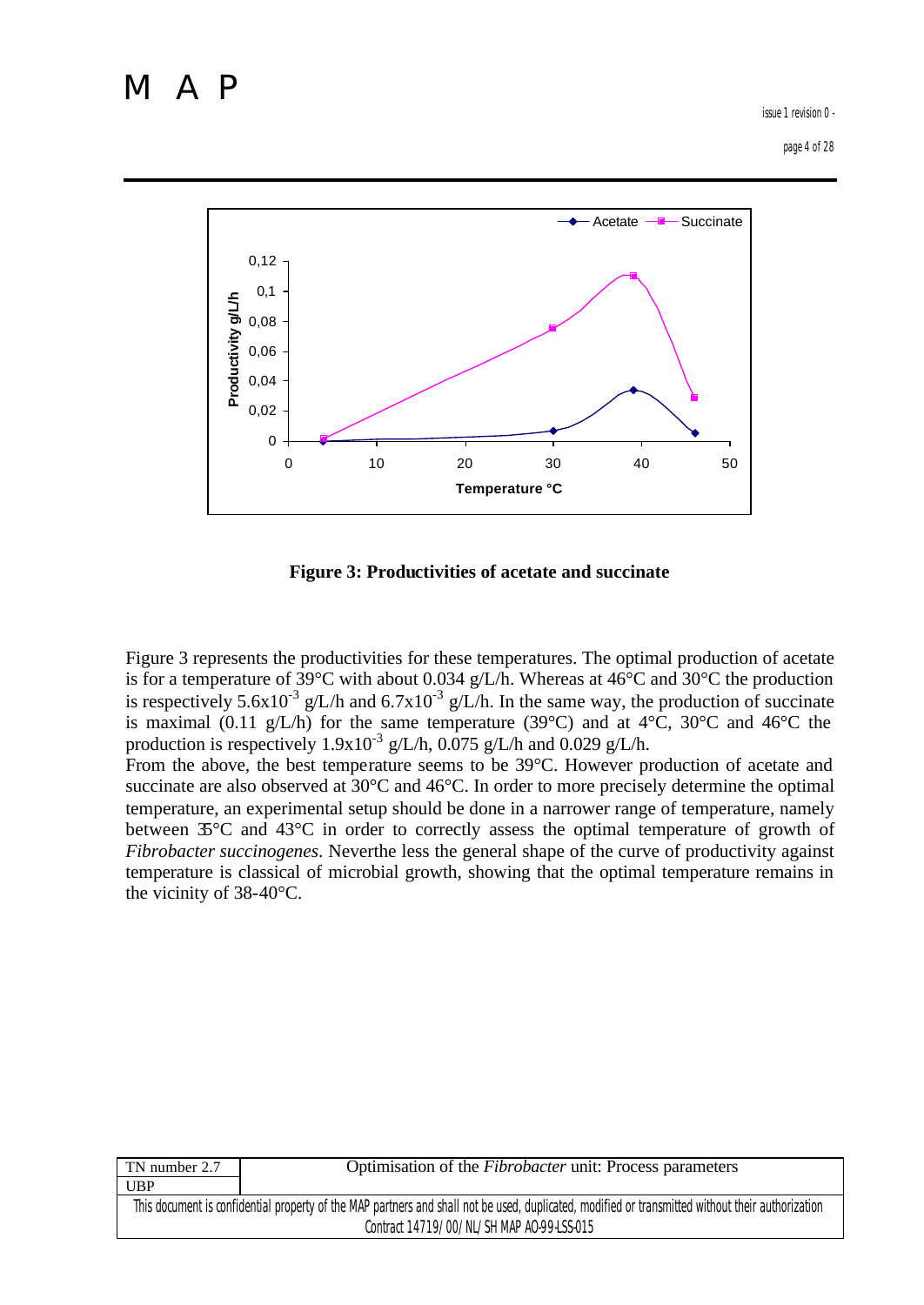**Figure 3: Productivities of acetate and succinate**

Figure 3 represents the productivities for these temperatures. The optimal production of acetate is for a temperature of 39°C with about 0.034 g/L/h. Whereas at 46°C and 30°C the production is respectively $5.6 \times 10^{-3}$ g/L/h and $6.7 \times 10^{-3}$ g/L/h. In the same way, the production of succinate is maximal (0.11 g/L/h) for the same temperature (39°C) and at 4°C, 30°C and 46°C the production is respectively $1.9 \times 10^{-3}$ g/L/h, 0.075 g/L/h and 0.029 g/L/h.

From the above, the best temperature seems to be 39°C. However production of acetate and succinate are also observed at 30°C and 46°C. In order to more precisely determine the optimal temperature, an experimental setup should be done in a narrower range of temperature, namely between 35°C and 43°C in order to correctly assess the optimal temperature of growth of *Fibrobacter succinogenes*. Neverthe less the general shape of the curve of productivity against temperature is classical of microbial growth, showing that the optimal temperature remains in the vicinity of 38-40°C.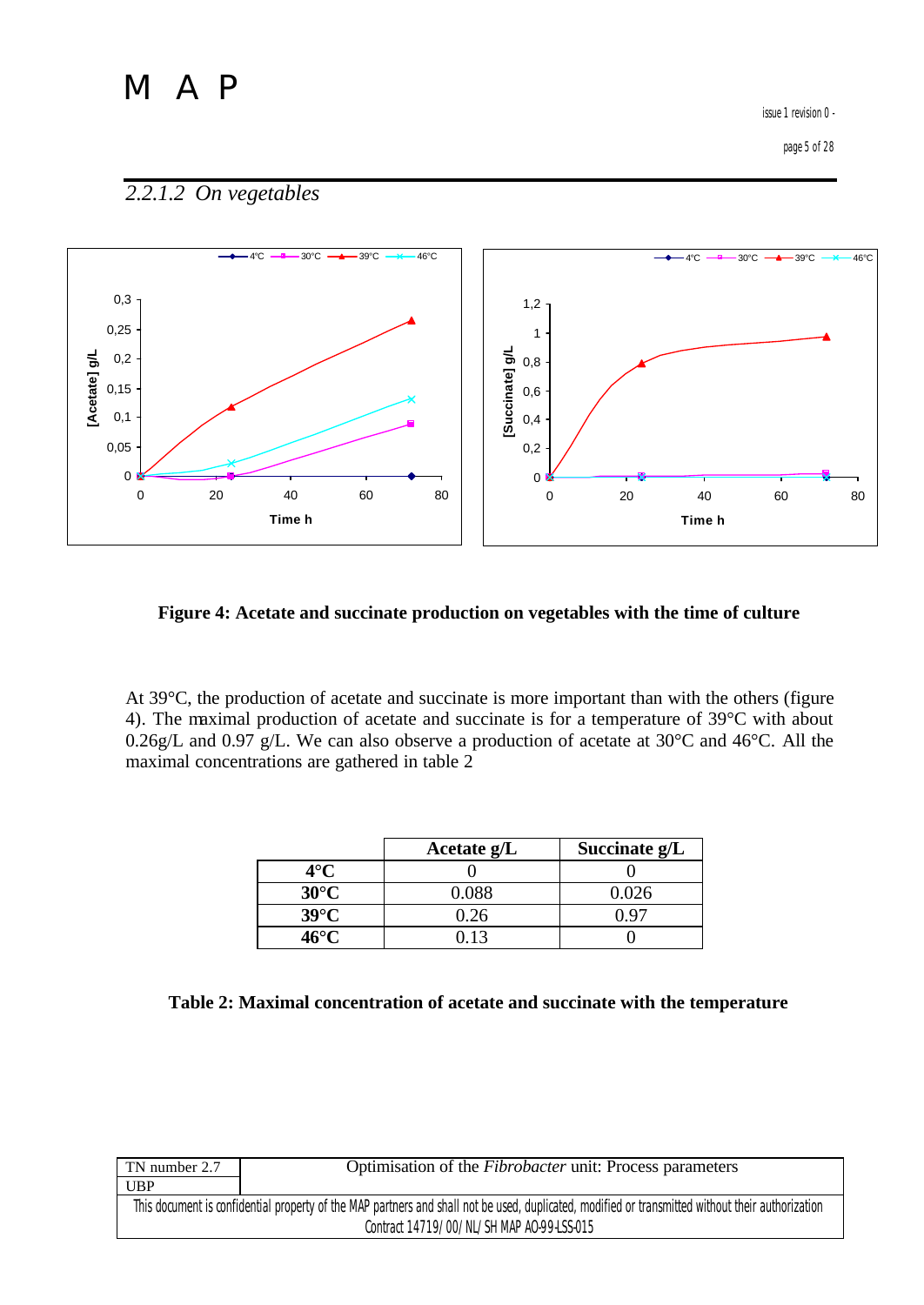### 2.2.1.2 On vegetables

Figure 4: Acetate and succinate production on vegetables with the time of culture

At 39°C, the production of acetate and succinate is more important than with the others (figure 4). The maximal production of acetate and succinate is for a temperature of 39°C with about 0.26g/L and 0.97 g/L. We can also observe a production of acetate at 30°C and 46°C. All the maximal concentrations are gathered in table 2

| | Acetate g/L | Succinate g/L |
|---|---|---|
| **4°C** | 0 | 0 |
| **30°C** | 0.088 | 0.026 |
| **39°C** | 0.26 | 0.97 |
| **46°C** | 0.13 | 0 |

**Table 2: Maximal concentration of acetate and succinate with the temperature**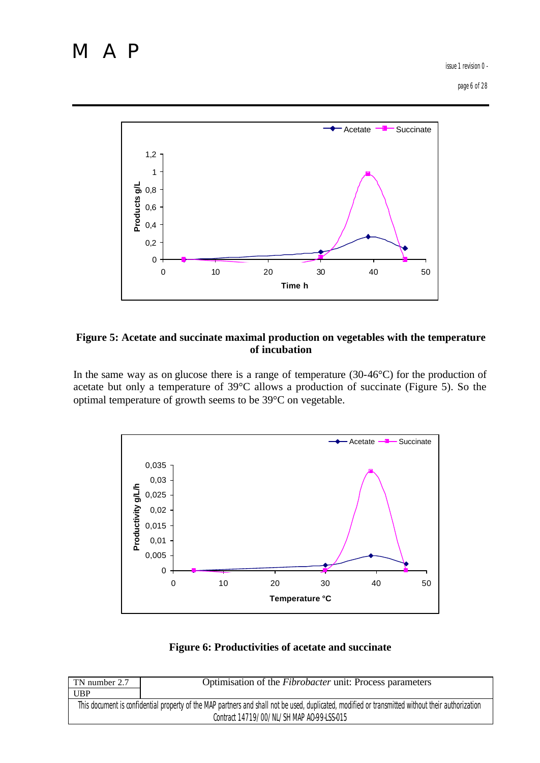**Figure 5: Acetate and succinate maximal production on vegetables with the temperature of incubation**

In the same way as on glucose there is a range of temperature (30-46°C) for the production of acetate but only a temperature of 39°C allows a production of succinate (Figure 5). So the optimal temperature of growth seems to be 39°C on vegetable.

**Figure 6: Productivities of acetate and succinate**

| TN number 2.7 | Optimisation of the *Fibrobacter* unit: Process parameters |
|---|---|
| UBP | |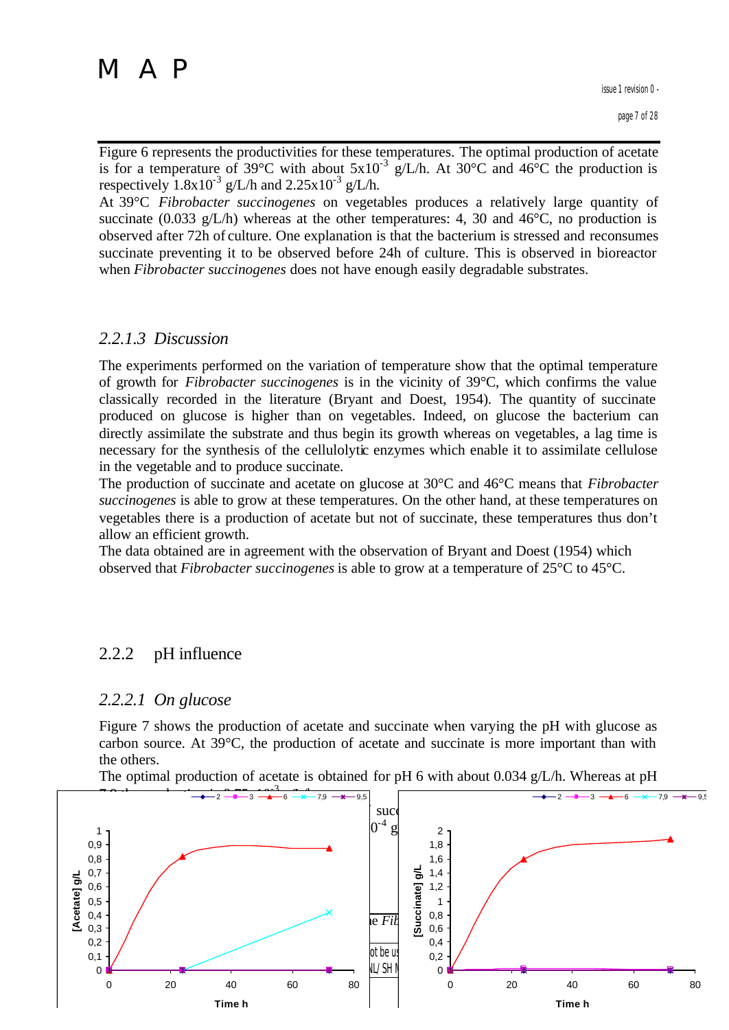Figure 6 represents the productivities for these temperatures. The optimal production of acetate is for a temperature of 39°C with about $5x10^{-3}$ g/L/h. At 30°C and 46°C the production is respectively $1.8x10^{-3}$ g/L/h and $2.25x10^{-3}$ g/L/h.

At 39°C *Fibrobacter succinogenes* on vegetables produces a relatively large quantity of succinate (0.033 g/L/h) whereas at the other temperatures: 4, 30 and 46°C, no production is observed after 72h of culture. One explanation is that the bacterium is stressed and reconsumes succinate preventing it to be observed before 24h of culture. This is observed in bioreactor when *Fibrobacter succinogenes* does not have enough easily degradable substrates.

### *2.2.1.3 Discussion*

The experiments performed on the variation of temperature show that the optimal temperature of growth for *Fibrobacter succinogenes* is in the vicinity of 39°C, which confirms the value classically recorded in the literature (Bryant and Doest, 1954). The quantity of succinate produced on glucose is higher than on vegetables. Indeed, on glucose the bacterium can directly assimilate the substrate and thus begin its growth whereas on vegetables, a lag time is necessary for the synthesis of the cellulolytic enzymes which enable it to assimilate cellulose in the vegetable and to produce succinate.

The production of succinate and acetate on glucose at 30°C and 46°C means that *Fibrobacter succinogenes* is able to grow at these temperatures. On the other hand, at these temperatures on vegetables there is a production of acetate but not of succinate, these temperatures thus don't allow an efficient growth.

The data obtained are in agreement with the observation of Bryant and Doest (1954) which observed that *Fibrobacter succinogenes* is able to grow at a temperature of 25°C to 45°C.

## 2.2.2 pH influence

### *2.2.2.1 On glucose*

Figure 7 shows the production of acetate and succinate when varying the pH with glucose as carbon source. At 39°C, the production of acetate and succinate is more important than with the others.

The optimal production of acetate is obtained for pH 6 with about 0.034 g/L/h. Whereas at pH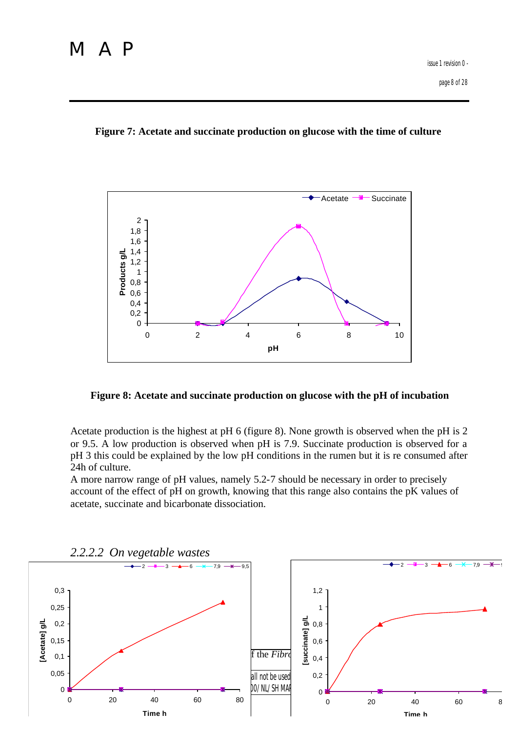**Figure 7: Acetate and succinate production on glucose with the time of culture**

**Figure 8: Acetate and succinate production on glucose with the pH of incubation**

Acetate production is the highest at pH 6 (figure 8). None growth is observed when the pH is 2 or 9.5. A low production is observed when pH is 7.9. Succinate production is observed for a pH 3 this could be explained by the low pH conditions in the rumen but it is re consumed after 24h of culture.

A more narrow range of pH values, namely 5.2-7 should be necessary in order to precisely account of the effect of pH on growth, knowing that this range also contains the pK values of acetate, succinate and bicarbonate dissociation.

### 2.2.2.2 *On vegetable wastes*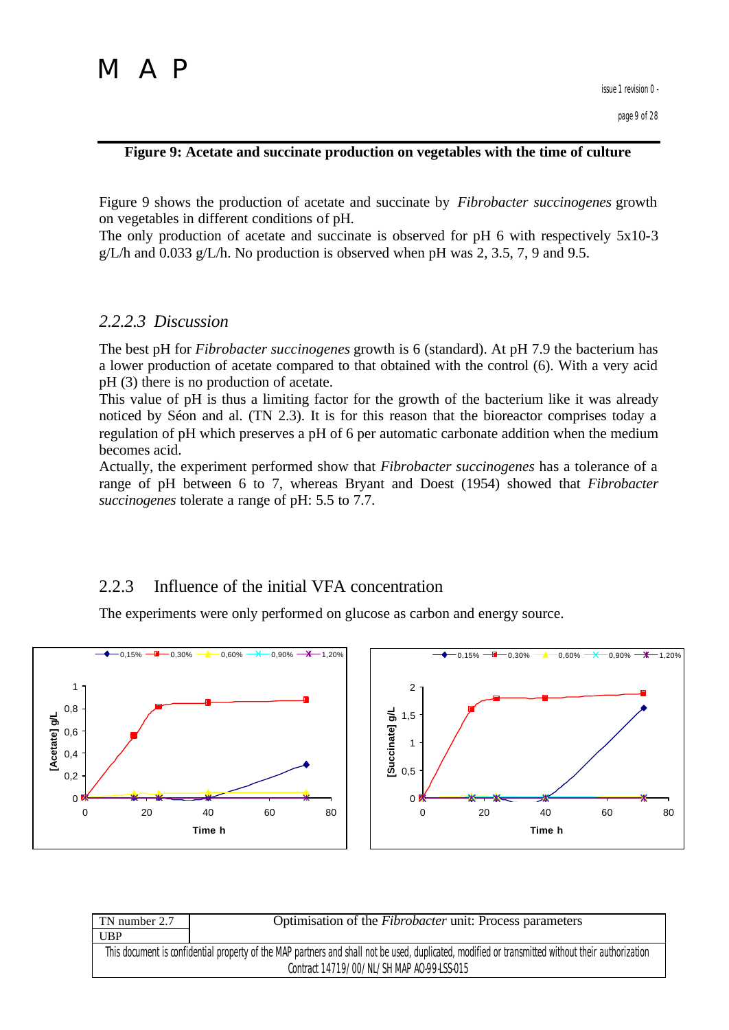**Figure 9: Acetate and succinate production on vegetables with the time of culture**

Figure 9 shows the production of acetate and succinate by *Fibrobacter succinogenes* growth on vegetables in different conditions of pH.
The only production of acetate and succinate is observed for pH 6 with respectively 5x10-3 g/L/h and 0.033 g/L/h. No production is observed when pH was 2, 3.5, 7, 9 and 9.5.

### *2.2.2.3 Discussion*

The best pH for *Fibrobacter succinogenes* growth is 6 (standard). At pH 7.9 the bacterium has a lower production of acetate compared to that obtained with the control (6). With a very acid pH (3) there is no production of acetate.
This value of pH is thus a limiting factor for the growth of the bacterium like it was already noticed by Séon and al. (TN 2.3). It is for this reason that the bioreactor comprises today a regulation of pH which preserves a pH of 6 per automatic carbonate addition when the medium becomes acid.
Actually, the experiment performed show that *Fibrobacter succinogenes* has a tolerance of a range of pH between 6 to 7, whereas Bryant and Doest (1954) showed that *Fibrobacter succinogenes* tolerate a range of pH: 5.5 to 7.7.

## 2.2.3 Influence of the initial VFA concentration

The experiments were only performed on glucose as carbon and energy source.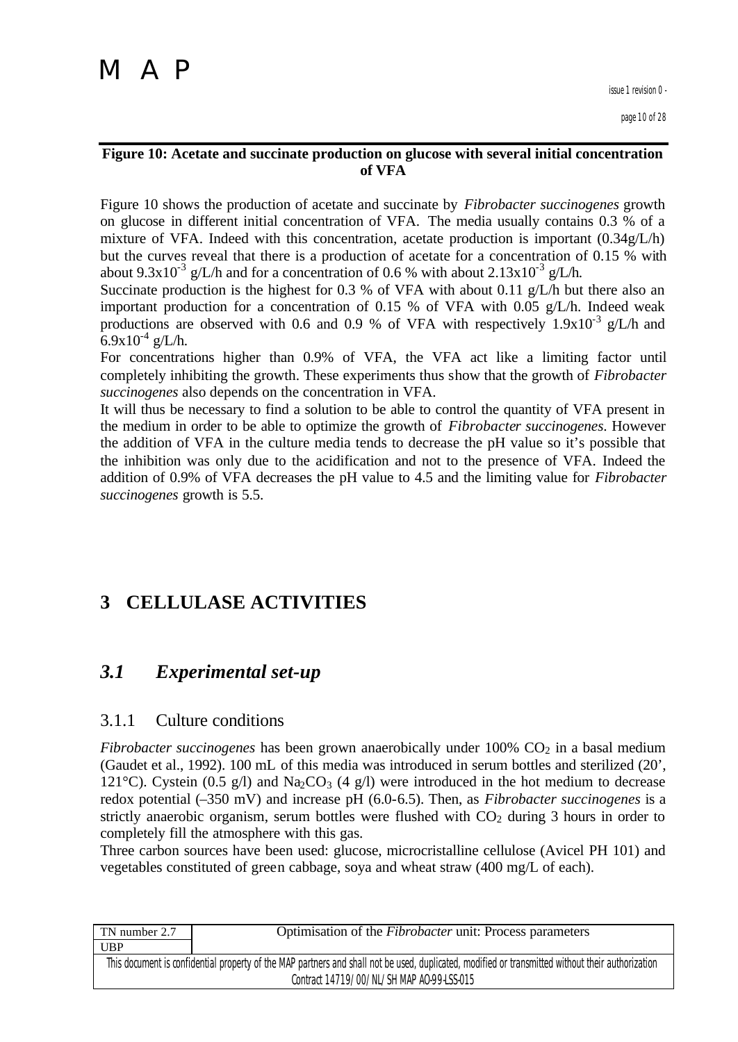**Figure 10: Acetate and succinate production on glucose with several initial concentration of VFA**

Figure 10 shows the production of acetate and succinate by *Fibrobacter succinogenes* growth on glucose in different initial concentration of VFA. The media usually contains 0.3 % of a mixture of VFA. Indeed with this concentration, acetate production is important (0.34g/L/h) but the curves reveal that there is a production of acetate for a concentration of 0.15 % with about $9.3 \times 10^{-3}$ g/L/h and for a concentration of 0.6 % with about $2.13 \times 10^{-3}$ g/L/h.

Succinate production is the highest for 0.3 % of VFA with about 0.11 g/L/h but there also an important production for a concentration of 0.15 % of VFA with 0.05 g/L/h. Indeed weak productions are observed with 0.6 and 0.9 % of VFA with respectively $1.9 \times 10^{-3}$ g/L/h and $6.9 \times 10^{-4}$ g/L/h.

For concentrations higher than 0.9% of VFA, the VFA act like a limiting factor until completely inhibiting the growth. These experiments thus show that the growth of *Fibrobacter succinogenes* also depends on the concentration in VFA.

It will thus be necessary to find a solution to be able to control the quantity of VFA present in the medium in order to be able to optimize the growth of *Fibrobacter succinogenes*. However the addition of VFA in the culture media tends to decrease the pH value so it's possible that the inhibition was only due to the acidification and not to the presence of VFA. Indeed the addition of 0.9% of VFA decreases the pH value to 4.5 and the limiting value for *Fibrobacter succinogenes* growth is 5.5.

# 3 CELLULASE ACTIVITIES

## *3.1 Experimental set-up*

### 3.1.1 Culture conditions

*Fibrobacter succinogenes* has been grown anaerobically under 100% $CO_2$ in a basal medium (Gaudet et al., 1992). 100 mL of this media was introduced in serum bottles and sterilized (20', 121°C). Cystein (0.5 g/l) and $Na_2CO_3$ (4 g/l) were introduced in the hot medium to decrease redox potential (–350 mV) and increase pH (6.0-6.5). Then, as *Fibrobacter succinogenes* is a strictly anaerobic organism, serum bottles were flushed with $CO_2$ during 3 hours in order to completely fill the atmosphere with this gas.

Three carbon sources have been used: glucose, microcristalline cellulose (Avicel PH 101) and vegetables constituted of green cabbage, soya and wheat straw (400 mg/L of each).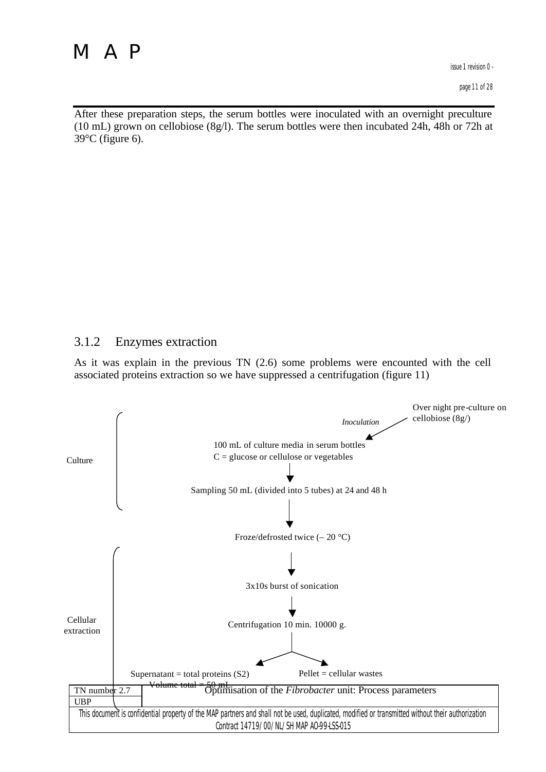After these preparation steps, the serum bottles were inoculated with an overnight preculture (10 mL) grown on cellobiose (8g/l). The serum bottles were then incubated 24h, 48h or 72h at 39°C (figure 6).

### 3.1.2 Enzymes extraction

As it was explain in the previous TN (2.6) some problems were encounted with the cell associated proteins extraction so we have suppressed a centrifugation (figure 11)

Culture

Over night pre-culture on cellobiose (8g/)

*Inoculation*

100 mL of culture media in serum bottles
C = glucose or cellulose or vegetables

Sampling 50 mL (divided into 5 tubes) at 24 and 48 h

Cellular extraction

Froze/defrosted twice (– 20 °C)

3x10s burst of sonication

Centrifugation 10 min. 10000 g.

Supernatant = total proteins (S2)
Volume total = 50 mL

Pellet = cellular wastes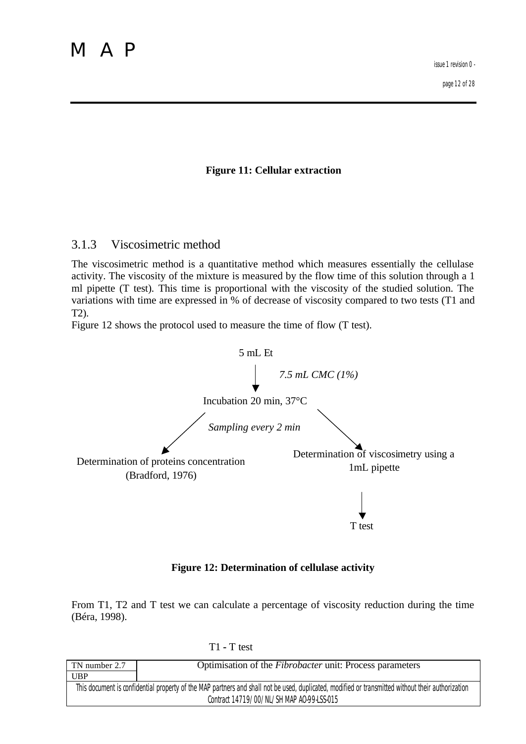**Figure 11: Cellular extraction**

### 3.1.3 Viscosimetric method

The viscosimetric method is a quantitative method which measures essentially the cellulase activity. The viscosity of the mixture is measured by the flow time of this solution through a 1 ml pipette (T test). This time is proportional with the viscosity of the studied solution. The variations with time are expressed in % of decrease of viscosity compared to two tests (T1 and T2).

Figure 12 shows the protocol used to measure the time of flow (T test).

5 mL Et

↓ *7.5 mL CMC (1%)*

Incubation 20 min, 37°C

*Sampling every 2 min*

- Determination of proteins concentration (Bradford, 1976)
- Determination of viscosimetry using a 1mL pipette → T test

**Figure 12: Determination of cellulase activity**

From T1, T2 and T test we can calculate a percentage of viscosity reduction during the time (Béra, 1998).

T1 - T test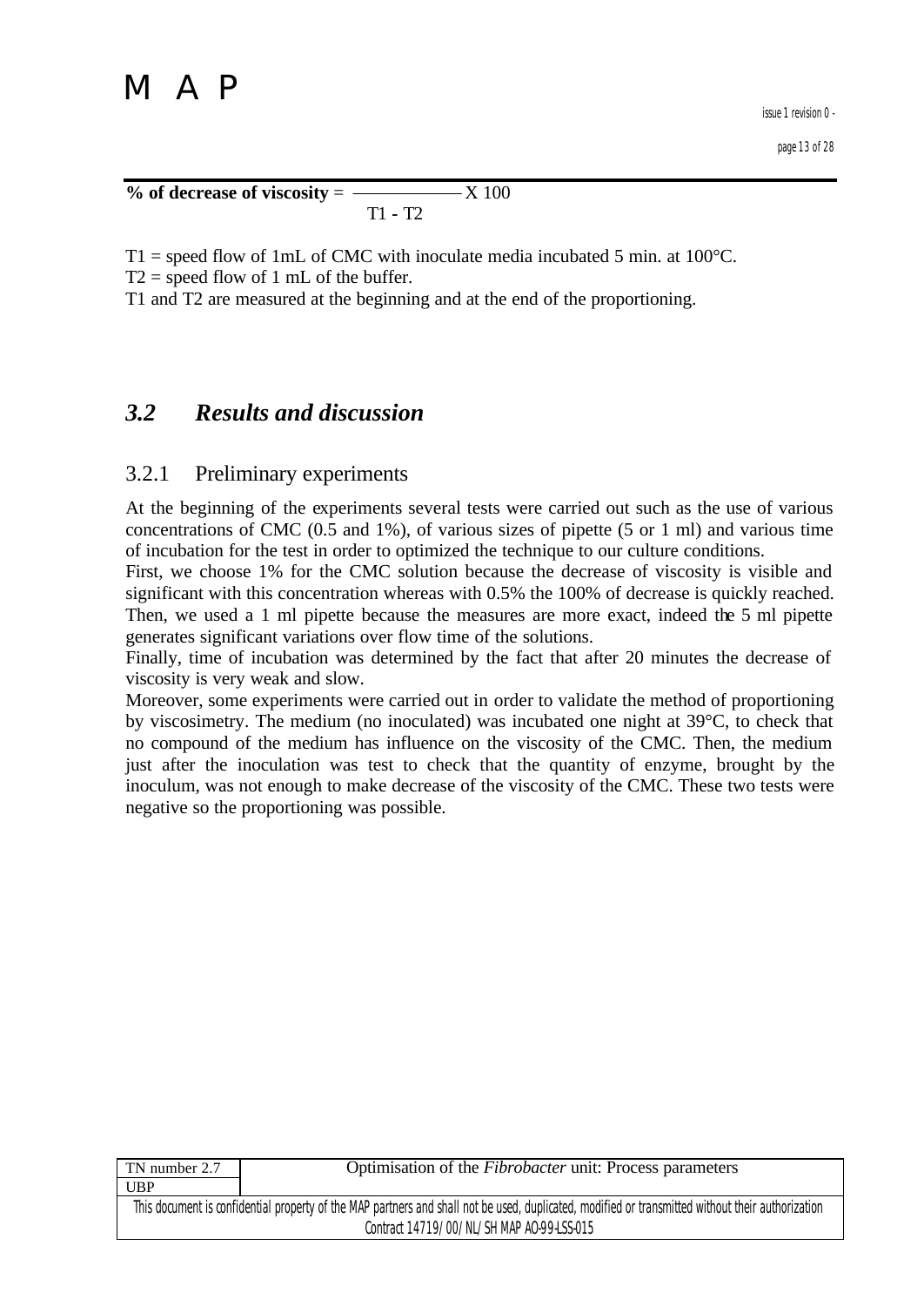$$\textbf{\% of decrease of viscosity} = \frac{}{T1 - T2} \times 100$$

T1 = speed flow of 1mL of CMC with inoculate media incubated 5 min. at 100°C.
T2 = speed flow of 1 mL of the buffer.
T1 and T2 are measured at the beginning and at the end of the proportioning.

## *3.2 Results and discussion*

### 3.2.1 Preliminary experiments

At the beginning of the experiments several tests were carried out such as the use of various concentrations of CMC (0.5 and 1%), of various sizes of pipette (5 or 1 ml) and various time of incubation for the test in order to optimized the technique to our culture conditions.
First, we choose 1% for the CMC solution because the decrease of viscosity is visible and significant with this concentration whereas with 0.5% the 100% of decrease is quickly reached.
Then, we used a 1 ml pipette because the measures are more exact, indeed the 5 ml pipette generates significant variations over flow time of the solutions.
Finally, time of incubation was determined by the fact that after 20 minutes the decrease of viscosity is very weak and slow.
Moreover, some experiments were carried out in order to validate the method of proportioning by viscosimetry. The medium (no inoculated) was incubated one night at 39°C, to check that no compound of the medium has influence on the viscosity of the CMC. Then, the medium just after the inoculation was test to check that the quantity of enzyme, brought by the inoculum, was not enough to make decrease of the viscosity of the CMC. These two tests were negative so the proportioning was possible.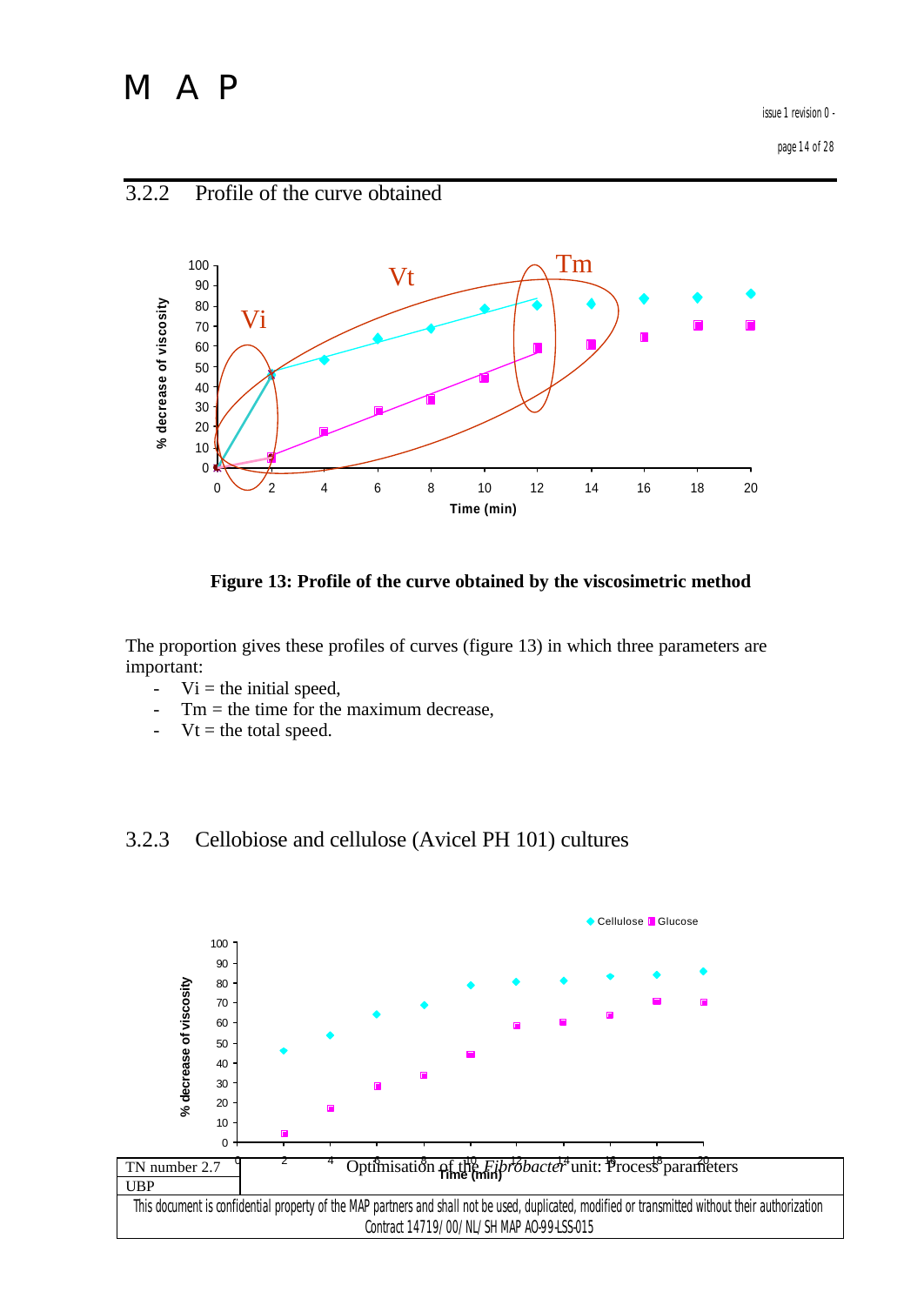### 3.2.2 Profile of the curve obtained

**Figure 13: Profile of the curve obtained by the viscosimetric method**

The proportion gives these profiles of curves (figure 13) in which three parameters are important:

- Vi = the initial speed,
- Tm = the time for the maximum decrease,
- Vt = the total speed.

### 3.2.3 Cellobiose and cellulose (Avicel PH 101) cultures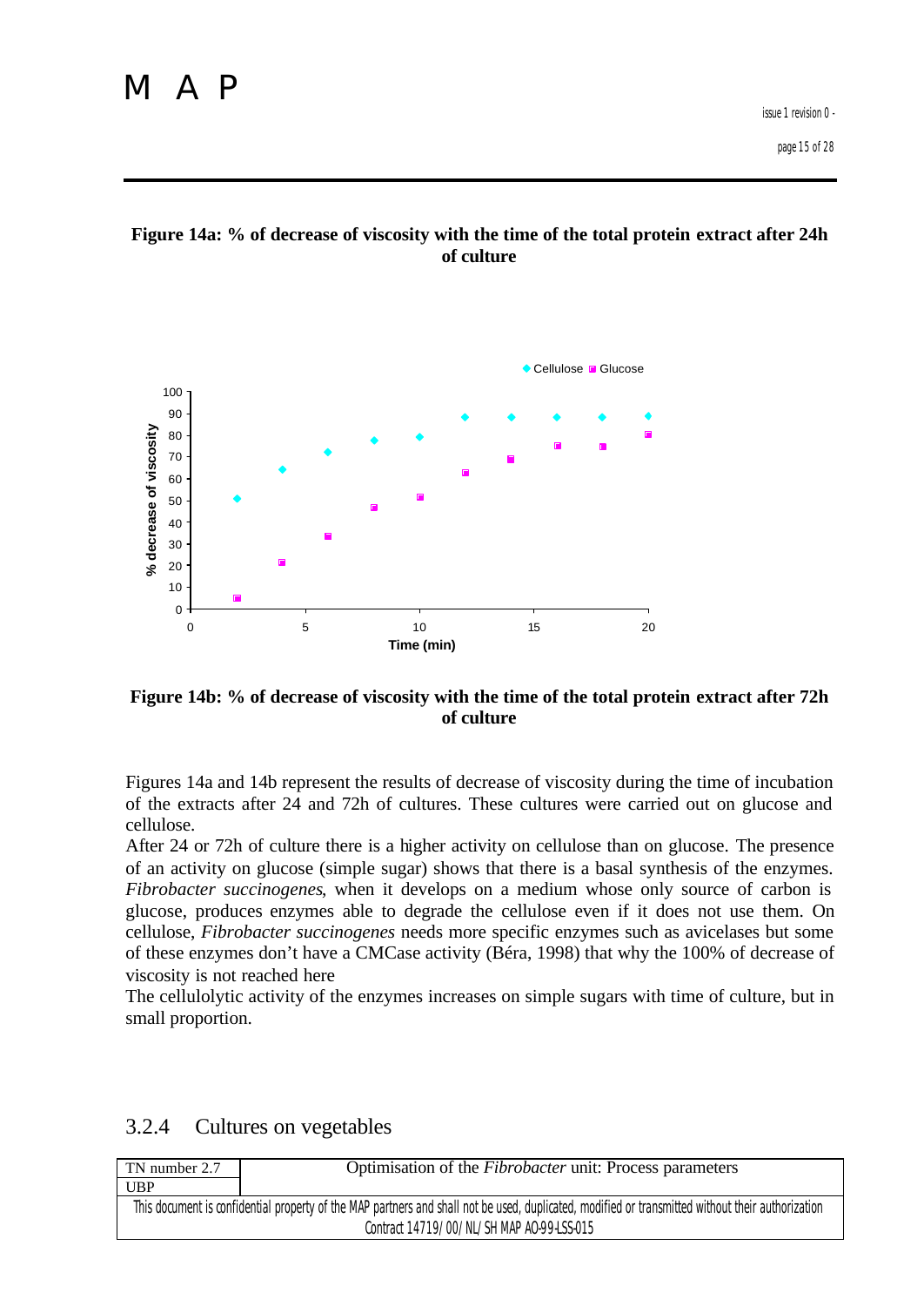**Figure 14a: % of decrease of viscosity with the time of the total protein extract after 24h of culture**

**Figure 14b: % of decrease of viscosity with the time of the total protein extract after 72h of culture**

Figures 14a and 14b represent the results of decrease of viscosity during the time of incubation of the extracts after 24 and 72h of cultures. These cultures were carried out on glucose and cellulose.

After 24 or 72h of culture there is a higher activity on cellulose than on glucose. The presence of an activity on glucose (simple sugar) shows that there is a basal synthesis of the enzymes. *Fibrobacter succinogenes*, when it develops on a medium whose only source of carbon is glucose, produces enzymes able to degrade the cellulose even if it does not use them. On cellulose, *Fibrobacter succinogenes* needs more specific enzymes such as avicelases but some of these enzymes don't have a CMCase activity (Béra, 1998) that why the 100% of decrease of viscosity is not reached here

The cellulolytic activity of the enzymes increases on simple sugars with time of culture, but in small proportion.

### 3.2.4 Cultures on vegetables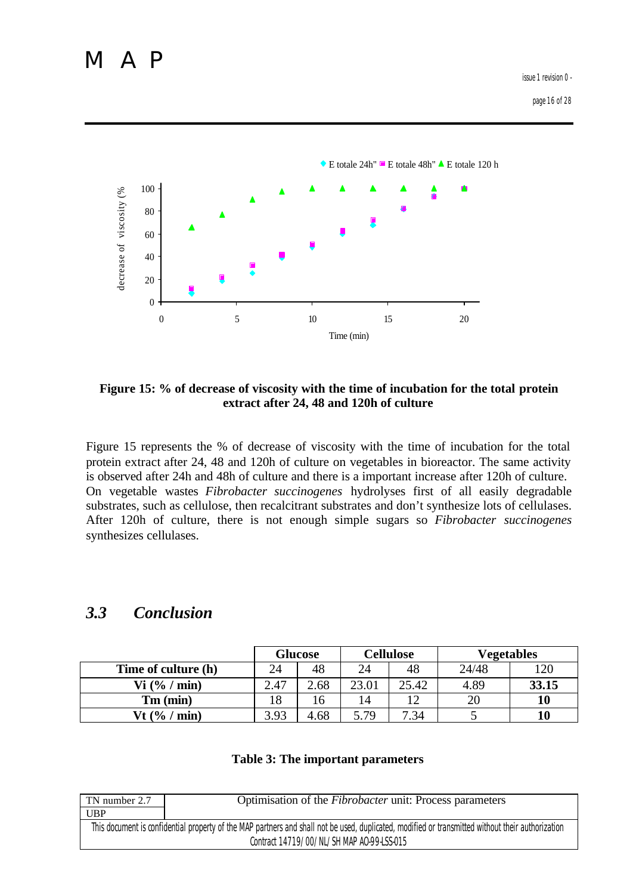Figure 15: % of decrease of viscosity with the time of incubation for the total protein extract after 24, 48 and 120h of culture

Figure 15 represents the % of decrease of viscosity with the time of incubation for the total protein extract after 24, 48 and 120h of culture on vegetables in bioreactor. The same activity is observed after 24h and 48h of culture and there is a important increase after 120h of culture. On vegetable wastes *Fibrobacter succinogenes* hydrolyses first of all easily degradable substrates, such as cellulose, then recalcitrant substrates and don't synthesize lots of cellulases. After 120h of culture, there is not enough simple sugars so *Fibrobacter succinogenes* synthesizes cellulases.

## 3.3 Conclusion

| | Glucose | | Cellulose | | Vegetables | |
|---|---|---|---|---|---|---|
| **Time of culture (h)** | 24 | 48 | 24 | 48 | 24/48 | 120 |
| **Vi (% / min)** | 2.47 | 2.68 | 23.01 | 25.42 | 4.89 | **33.15** |
| **Tm (min)** | 18 | 16 | 14 | 12 | 20 | **10** |
| **Vt (% / min)** | 3.93 | 4.68 | 5.79 | 7.34 | 5 | **10** |

**Table 3: The important parameters**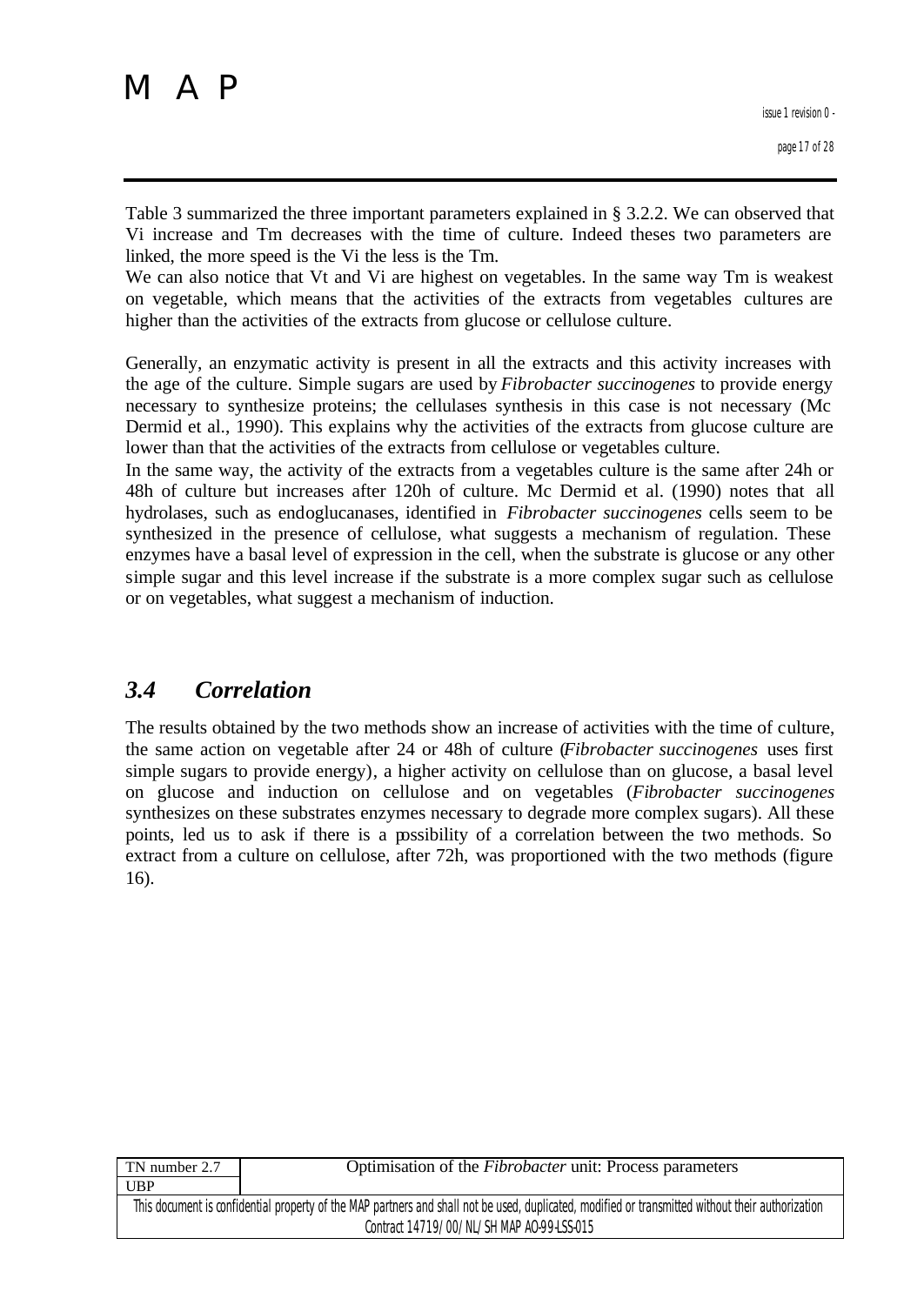Table 3 summarized the three important parameters explained in § 3.2.2. We can observed that Vi increase and Tm decreases with the time of culture. Indeed theses two parameters are linked, the more speed is the Vi the less is the Tm.
We can also notice that Vt and Vi are highest on vegetables. In the same way Tm is weakest on vegetable, which means that the activities of the extracts from vegetables cultures are higher than the activities of the extracts from glucose or cellulose culture.

Generally, an enzymatic activity is present in all the extracts and this activity increases with the age of the culture. Simple sugars are used by *Fibrobacter succinogenes* to provide energy necessary to synthesize proteins; the cellulases synthesis in this case is not necessary (Mc Dermid et al., 1990). This explains why the activities of the extracts from glucose culture are lower than that the activities of the extracts from cellulose or vegetables culture.
In the same way, the activity of the extracts from a vegetables culture is the same after 24h or 48h of culture but increases after 120h of culture. Mc Dermid et al. (1990) notes that all hydrolases, such as endoglucanases, identified in *Fibrobacter succinogenes* cells seem to be synthesized in the presence of cellulose, what suggests a mechanism of regulation. These enzymes have a basal level of expression in the cell, when the substrate is glucose or any other simple sugar and this level increase if the substrate is a more complex sugar such as cellulose or on vegetables, what suggest a mechanism of induction.

## *3.4 Correlation*

The results obtained by the two methods show an increase of activities with the time of culture, the same action on vegetable after 24 or 48h of culture (*Fibrobacter succinogenes* uses first simple sugars to provide energy), a higher activity on cellulose than on glucose, a basal level on glucose and induction on cellulose and on vegetables (*Fibrobacter succinogenes* synthesizes on these substrates enzymes necessary to degrade more complex sugars). All these points, led us to ask if there is a possibility of a correlation between the two methods. So extract from a culture on cellulose, after 72h, was proportioned with the two methods (figure 16).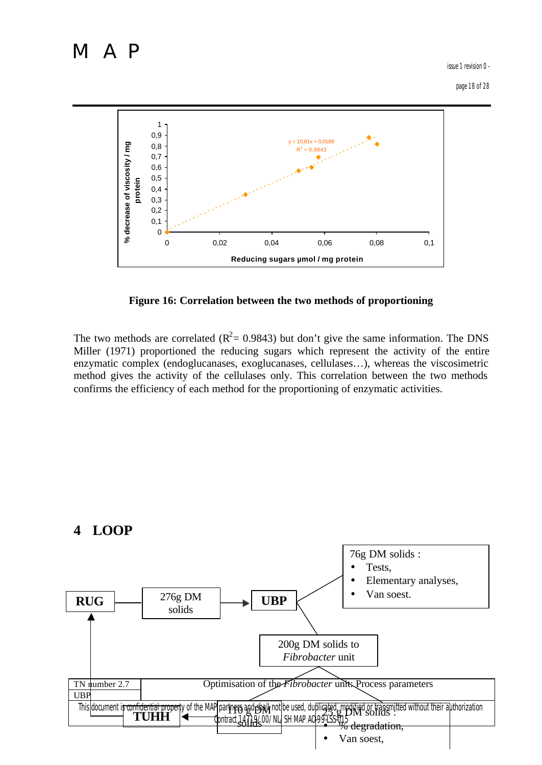Figure 16: Correlation between the two methods of proportioning

The two methods are correlated ($R^2$= 0.9843) but don't give the same information. The DNS Miller (1971) proportioned the reducing sugars which represent the activity of the entire enzymatic complex (endoglucanases, exoglucanases, cellulases…), whereas the viscosimetric method gives the activity of the cellulases only. This correlation between the two methods confirms the efficiency of each method for the proportioning of enzymatic activities.

# 4 LOOP

RUG

276g DM solids

UBP

76g DM solids :

- Tests,
- Elementary analyses,
- Van soest.

200g DM solids to *Fibrobacter* unit

TUHH

110 g DM solids

25 g DM solids :

- % degradation,
- Van soest,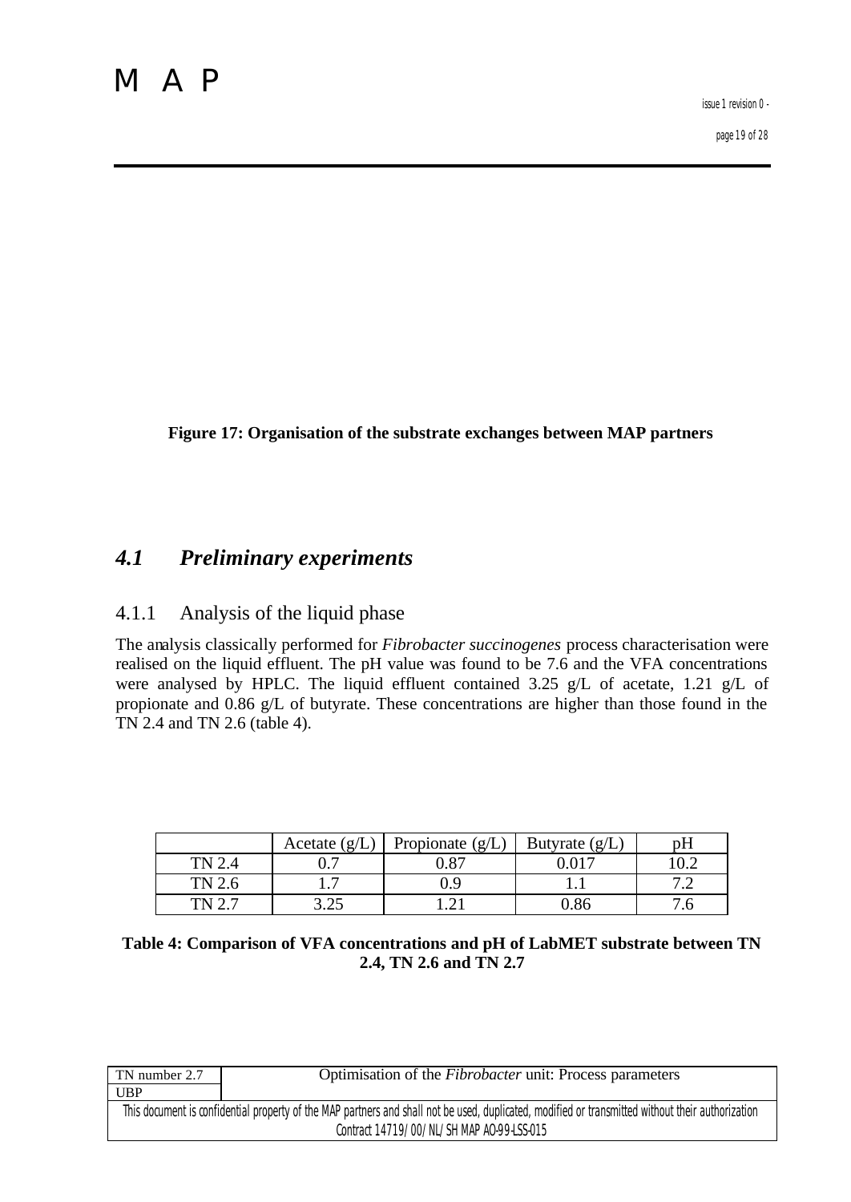**Figure 17: Organisation of the substrate exchanges between MAP partners**

## *4.1 Preliminary experiments*

### 4.1.1 Analysis of the liquid phase

The analysis classically performed for *Fibrobacter succinogenes* process characterisation were realised on the liquid effluent. The pH value was found to be 7.6 and the VFA concentrations were analysed by HPLC. The liquid effluent contained 3.25 g/L of acetate, 1.21 g/L of propionate and 0.86 g/L of butyrate. These concentrations are higher than those found in the TN 2.4 and TN 2.6 (table 4).

| | Acetate (g/L) | Propionate (g/L) | Butyrate (g/L) | pH |
|---|---|---|---|---|
| TN 2.4 | 0.7 | 0.87 | 0.017 | 10.2 |
| TN 2.6 | 1.7 | 0.9 | 1.1 | 7.2 |
| TN 2.7 | 3.25 | 1.21 | 0.86 | 7.6 |

**Table 4: Comparison of VFA concentrations and pH of LabMET substrate between TN 2.4, TN 2.6 and TN 2.7**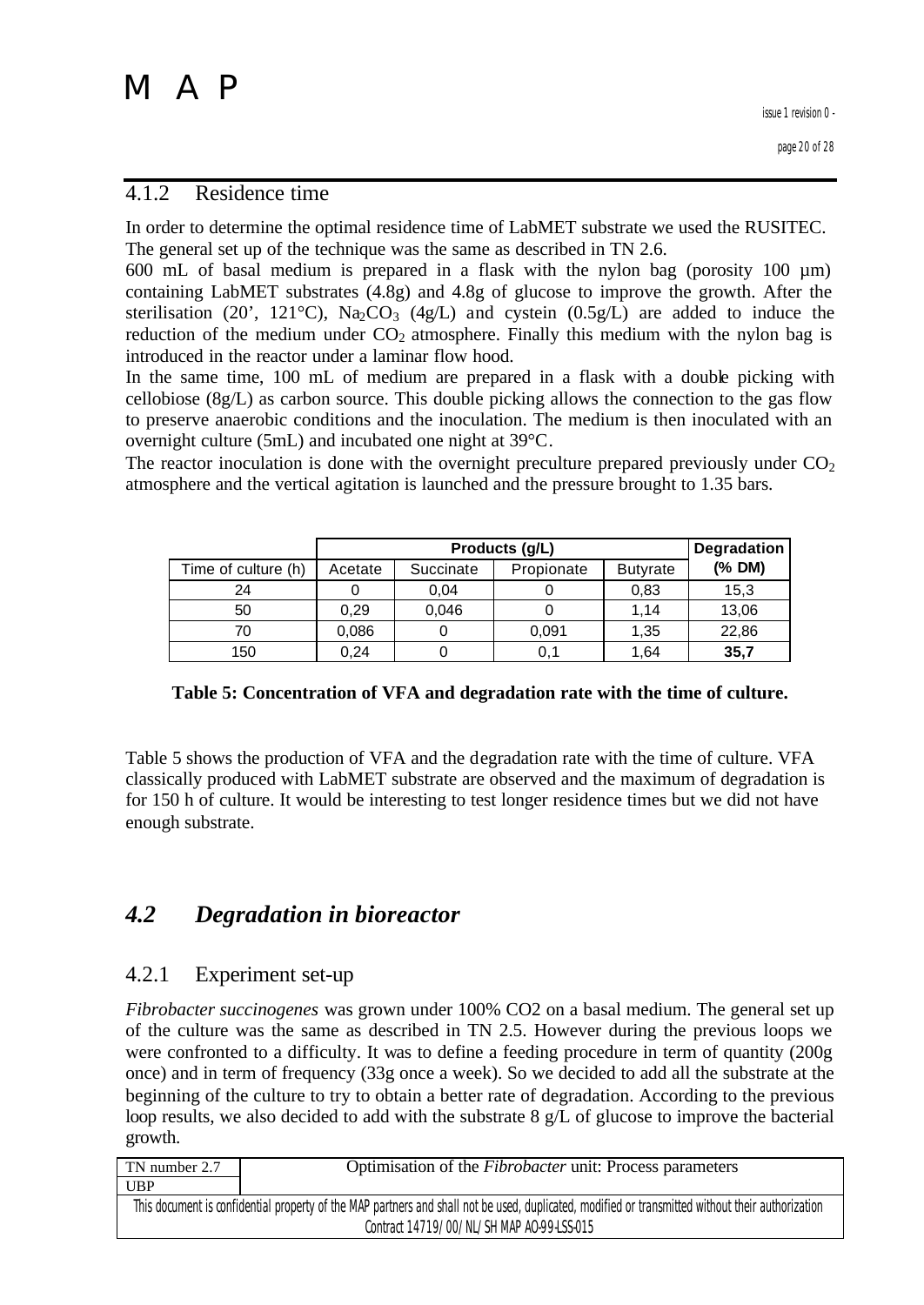### 4.1.2 Residence time

In order to determine the optimal residence time of LabMET substrate we used the RUSITEC. The general set up of the technique was the same as described in TN 2.6.

600 mL of basal medium is prepared in a flask with the nylon bag (porosity 100 µm) containing LabMET substrates (4.8g) and 4.8g of glucose to improve the growth. After the sterilisation (20', 121°C), $Na_2CO_3$ (4g/L) and cystein (0.5g/L) are added to induce the reduction of the medium under $CO_2$ atmosphere. Finally this medium with the nylon bag is introduced in the reactor under a laminar flow hood.

In the same time, 100 mL of medium are prepared in a flask with a double picking with cellobiose (8g/L) as carbon source. This double picking allows the connection to the gas flow to preserve anaerobic conditions and the inoculation. The medium is then inoculated with an overnight culture (5mL) and incubated one night at 39°C.

The reactor inoculation is done with the overnight preculture prepared previously under $CO_2$ atmosphere and the vertical agitation is launched and the pressure brought to 1.35 bars.

| | **Products (g/L)** | | | | **Degradation** |
|---|---|---|---|---|---|
| Time of culture (h) | Acetate | Succinate | Propionate | Butyrate | **(% DM)** |
| 24 | 0 | 0,04 | 0 | 0,83 | 15,3 |
| 50 | 0,29 | 0,046 | 0 | 1,14 | 13,06 |
| 70 | 0,086 | 0 | 0,091 | 1,35 | 22,86 |
| 150 | 0,24 | 0 | 0,1 | 1,64 | **35,7** |

**Table 5: Concentration of VFA and degradation rate with the time of culture.**

Table 5 shows the production of VFA and the degradation rate with the time of culture. VFA classically produced with LabMET substrate are observed and the maximum of degradation is for 150 h of culture. It would be interesting to test longer residence times but we did not have enough substrate.

## *4.2 Degradation in bioreactor*

### 4.2.1 Experiment set-up

*Fibrobacter succinogenes* was grown under 100% CO2 on a basal medium. The general set up of the culture was the same as described in TN 2.5. However during the previous loops we were confronted to a difficulty. It was to define a feeding procedure in term of quantity (200g once) and in term of frequency (33g once a week). So we decided to add all the substrate at the beginning of the culture to try to obtain a better rate of degradation. According to the previous loop results, we also decided to add with the substrate 8 g/L of glucose to improve the bacterial growth.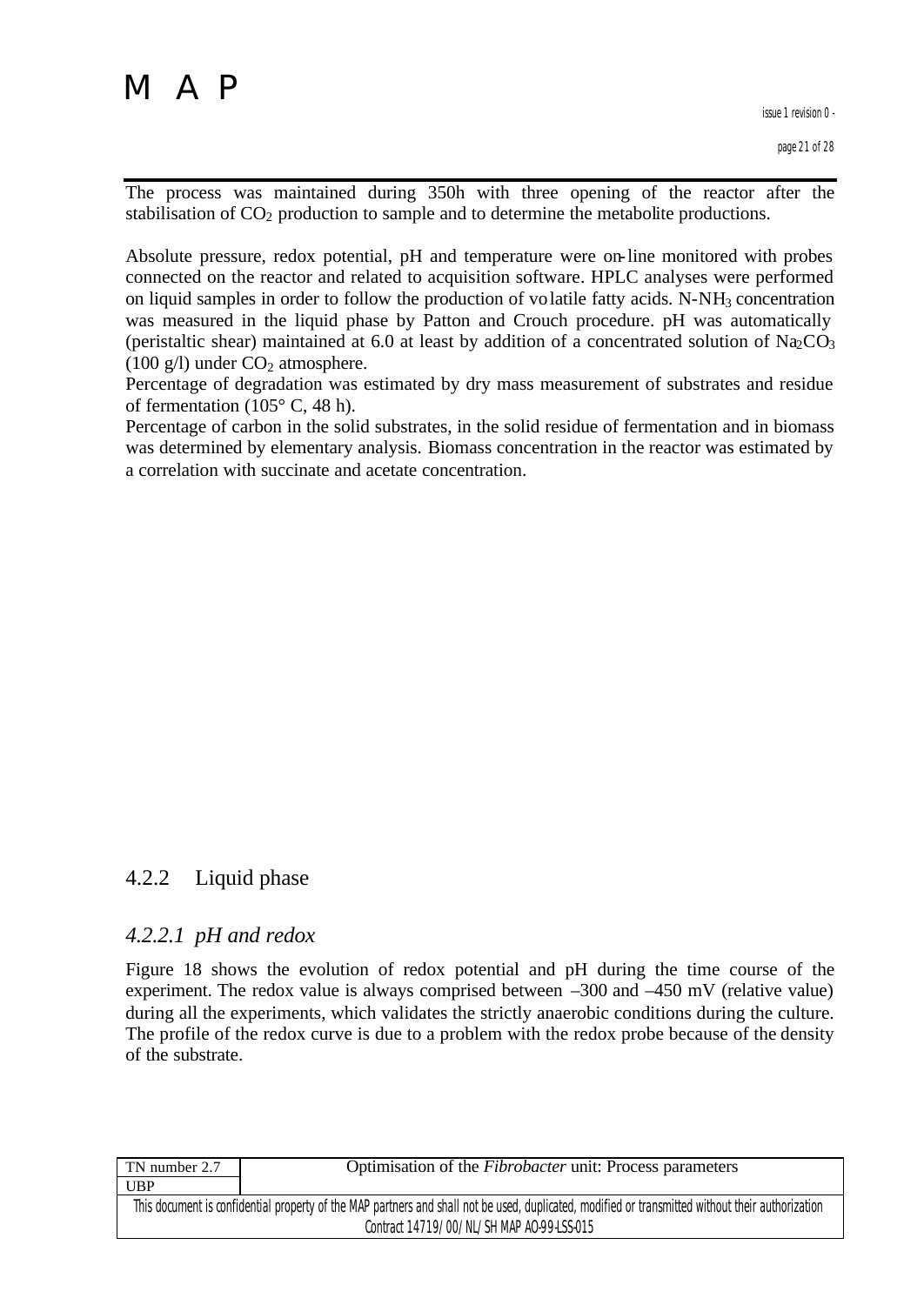The process was maintained during 350h with three opening of the reactor after the stabilisation of $CO_2$ production to sample and to determine the metabolite productions.

Absolute pressure, redox potential, pH and temperature were on-line monitored with probes connected on the reactor and related to acquisition software. HPLC analyses were performed on liquid samples in order to follow the production of volatile fatty acids. N-$NH_3$ concentration was measured in the liquid phase by Patton and Crouch procedure. pH was automatically (peristaltic shear) maintained at 6.0 at least by addition of a concentrated solution of $Na_2CO_3$ (100 g/l) under $CO_2$ atmosphere.

Percentage of degradation was estimated by dry mass measurement of substrates and residue of fermentation (105° C, 48 h).

Percentage of carbon in the solid substrates, in the solid residue of fermentation and in biomass was determined by elementary analysis. Biomass concentration in the reactor was estimated by a correlation with succinate and acetate concentration.

### 4.2.2 Liquid phase

#### *4.2.2.1 pH and redox*

Figure 18 shows the evolution of redox potential and pH during the time course of the experiment. The redox value is always comprised between –300 and –450 mV (relative value) during all the experiments, which validates the strictly anaerobic conditions during the culture. The profile of the redox curve is due to a problem with the redox probe because of the density of the substrate.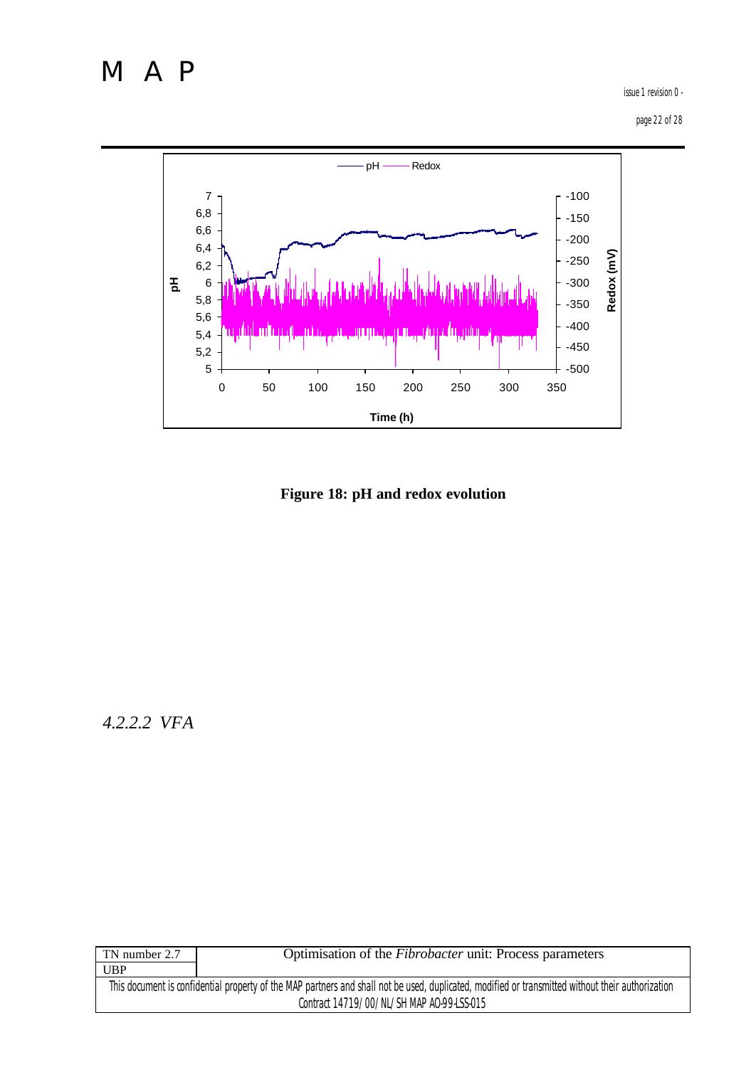Figure 18: pH and redox evolution

#### 4.2.2.2 VFA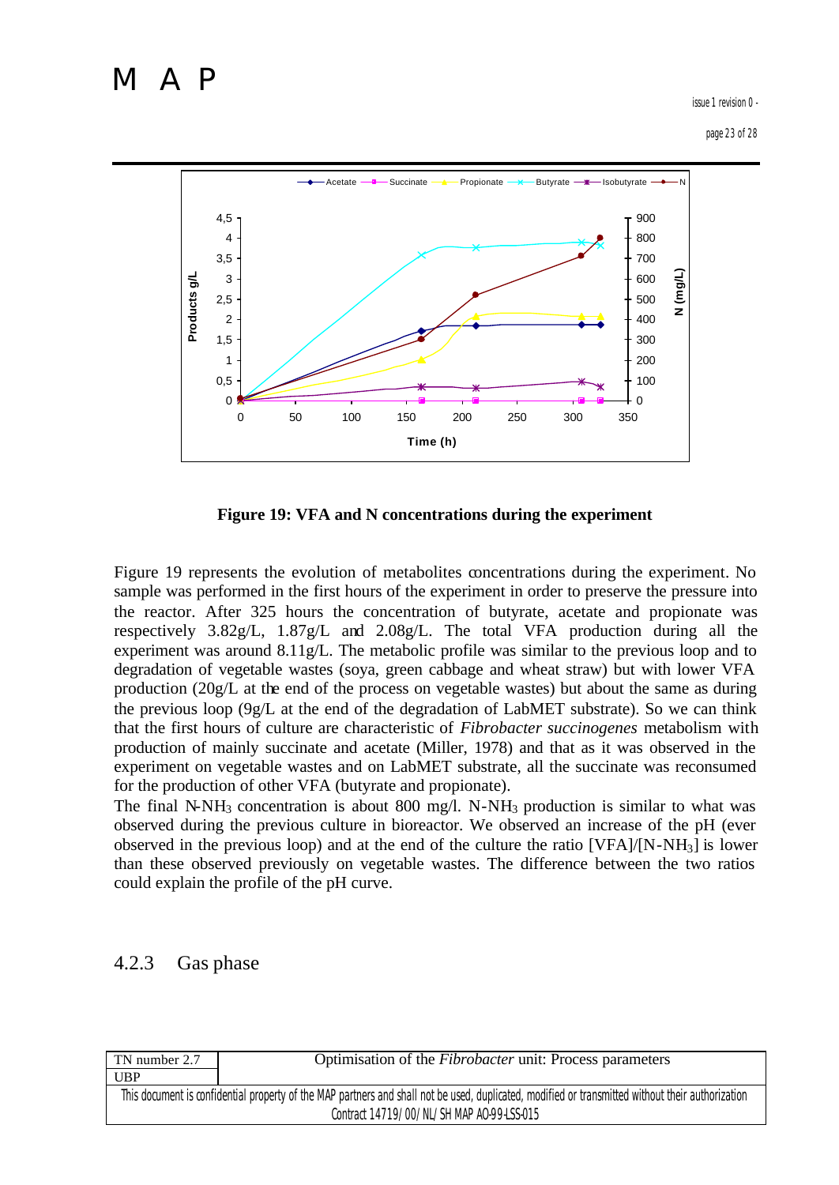**Figure 19: VFA and N concentrations during the experiment**

Figure 19 represents the evolution of metabolites concentrations during the experiment. No sample was performed in the first hours of the experiment in order to preserve the pressure into the reactor. After 325 hours the concentration of butyrate, acetate and propionate was respectively 3.82g/L, 1.87g/L and 2.08g/L. The total VFA production during all the experiment was around 8.11g/L. The metabolic profile was similar to the previous loop and to degradation of vegetable wastes (soya, green cabbage and wheat straw) but with lower VFA production (20g/L at the end of the process on vegetable wastes) but about the same as during the previous loop (9g/L at the end of the degradation of LabMET substrate). So we can think that the first hours of culture are characteristic of *Fibrobacter succinogenes* metabolism with production of mainly succinate and acetate (Miller, 1978) and that as it was observed in the experiment on vegetable wastes and on LabMET substrate, all the succinate was reconsumed for the production of other VFA (butyrate and propionate).

The final $N\text{-}NH_3$ concentration is about 800 mg/l. $N\text{-}NH_3$ production is similar to what was observed during the previous culture in bioreactor. We observed an increase of the pH (ever observed in the previous loop) and at the end of the culture the ratio $[VFA]/[N\text{-}NH_3]$ is lower than these observed previously on vegetable wastes. The difference between the two ratios could explain the profile of the pH curve.

### 4.2.3 Gas phase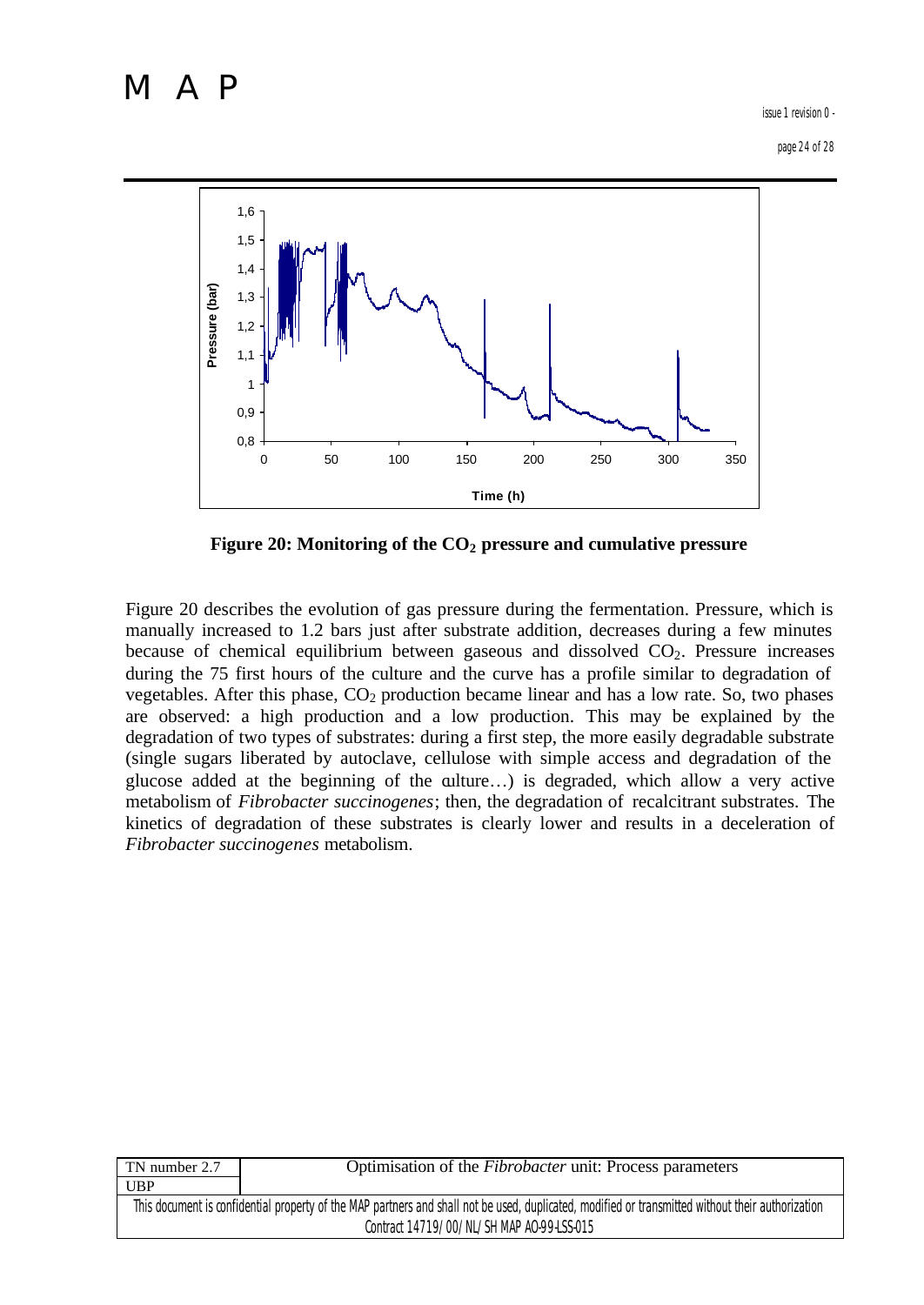**Figure 20: Monitoring of the $CO_2$ pressure and cumulative pressure**

Figure 20 describes the evolution of gas pressure during the fermentation. Pressure, which is manually increased to 1.2 bars just after substrate addition, decreases during a few minutes because of chemical equilibrium between gaseous and dissolved $CO_2$. Pressure increases during the 75 first hours of the culture and the curve has a profile similar to degradation of vegetables. After this phase, $CO_2$ production became linear and has a low rate. So, two phases are observed: a high production and a low production. This may be explained by the degradation of two types of substrates: during a first step, the more easily degradable substrate (single sugars liberated by autoclave, cellulose with simple access and degradation of the glucose added at the beginning of the culture…) is degraded, which allow a very active metabolism of *Fibrobacter succinogenes*; then, the degradation of recalcitrant substrates. The kinetics of degradation of these substrates is clearly lower and results in a deceleration of *Fibrobacter succinogenes* metabolism.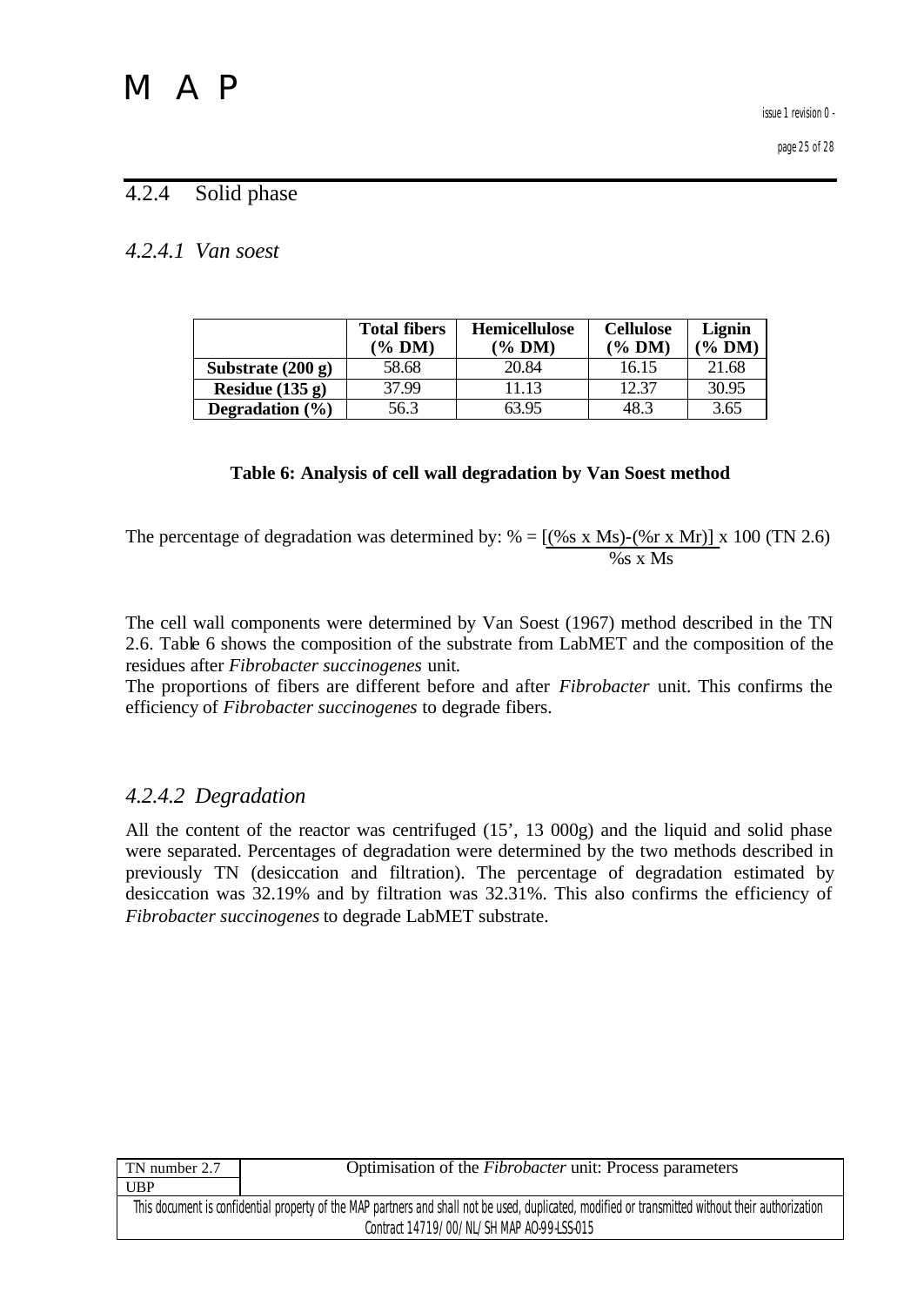### 4.2.4 Solid phase

#### 4.2.4.1 Van soest

| | Total fibers (% DM) | Hemicellulose (% DM) | Cellulose (% DM) | Lignin (% DM) |
|---|---|---|---|---|
| **Substrate (200 g)** | 58.68 | 20.84 | 16.15 | 21.68 |
| **Residue (135 g)** | 37.99 | 11.13 | 12.37 | 30.95 |
| **Degradation (%)** | 56.3 | 63.95 | 48.3 | 3.65 |

**Table 6: Analysis of cell wall degradation by Van Soest method**

The percentage of degradation was determined by: $\% = \frac{[(\%s \times Ms)-(\%r \times Mr)]}{\%s \times Ms} \times 100$ (TN 2.6)

The cell wall components were determined by Van Soest (1967) method described in the TN 2.6. Table 6 shows the composition of the substrate from LabMET and the composition of the residues after *Fibrobacter succinogenes* unit.
The proportions of fibers are different before and after *Fibrobacter* unit. This confirms the efficiency of *Fibrobacter succinogenes* to degrade fibers.

#### 4.2.4.2 Degradation

All the content of the reactor was centrifuged (15', 13 000g) and the liquid and solid phase were separated. Percentages of degradation were determined by the two methods described in previously TN (desiccation and filtration). The percentage of degradation estimated by desiccation was 32.19% and by filtration was 32.31%. This also confirms the efficiency of *Fibrobacter succinogenes* to degrade LabMET substrate.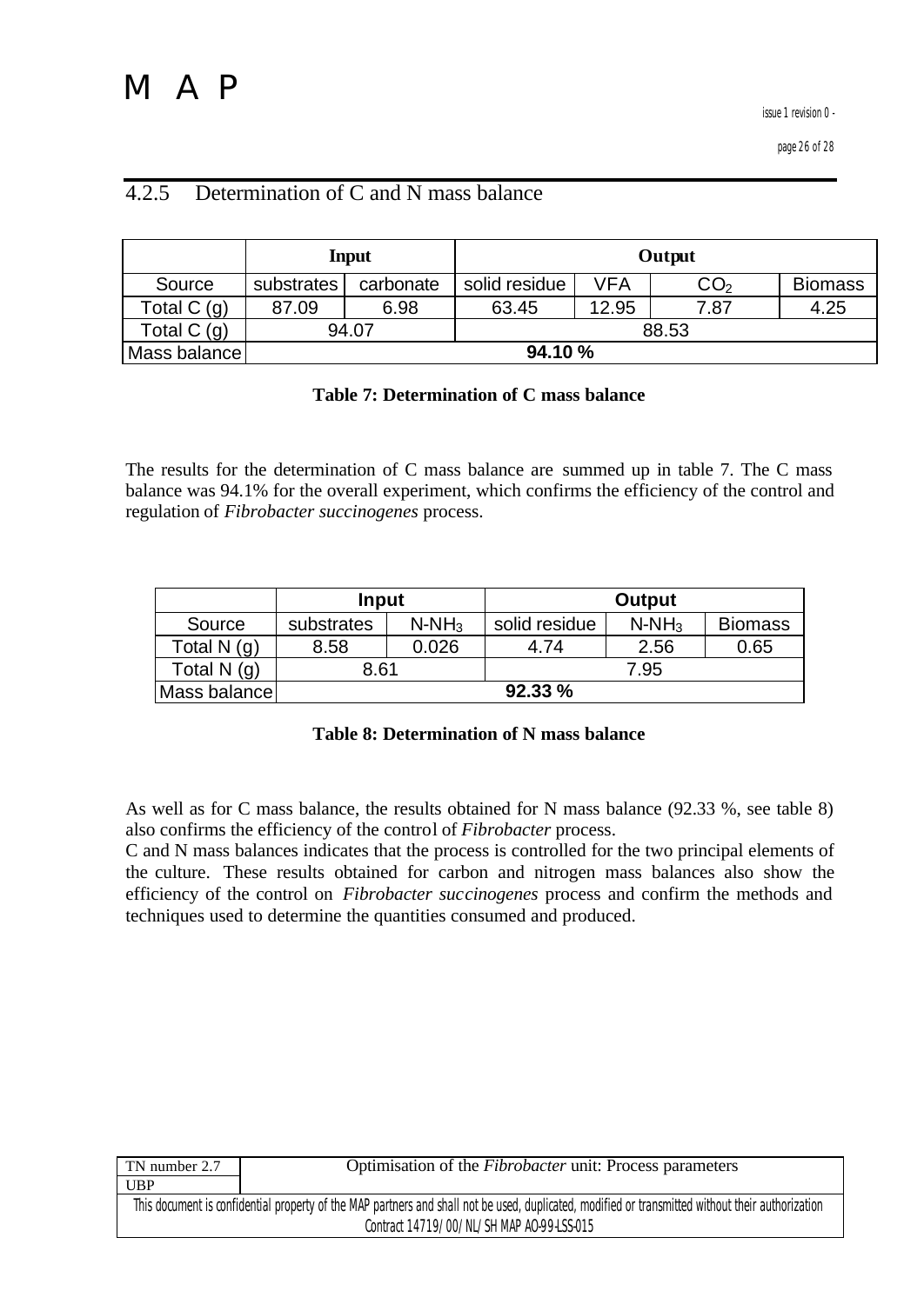### 4.2.5 Determination of C and N mass balance

| | Input | | Output | | | |
|---|---|---|---|---|---|---|
| Source | substrates | carbonate | solid residue | VFA | $CO_2$ | Biomass |
| Total C (g) | 87.09 | 6.98 | 63.45 | 12.95 | 7.87 | 4.25 |
| Total C (g) | 94.07 | | 88.53 | | | |
| Mass balance | **94.10 %** | | | | | |

**Table 7: Determination of C mass balance**

The results for the determination of C mass balance are summed up in table 7. The C mass balance was 94.1% for the overall experiment, which confirms the efficiency of the control and regulation of *Fibrobacter succinogenes* process.

| | Input | | Output | | |
|---|---|---|---|---|---|
| Source | substrates | $N\text{-}NH_3$ | solid residue | $N\text{-}NH_3$ | Biomass |
| Total N (g) | 8.58 | 0.026 | 4.74 | 2.56 | 0.65 |
| Total N (g) | 8.61 | | 7.95 | | |
| Mass balance | **92.33 %** | | | | |

**Table 8: Determination of N mass balance**

As well as for C mass balance, the results obtained for N mass balance (92.33 %, see table 8) also confirms the efficiency of the control of *Fibrobacter* process.

C and N mass balances indicates that the process is controlled for the two principal elements of the culture. These results obtained for carbon and nitrogen mass balances also show the efficiency of the control on *Fibrobacter succinogenes* process and confirm the methods and techniques used to determine the quantities consumed and produced.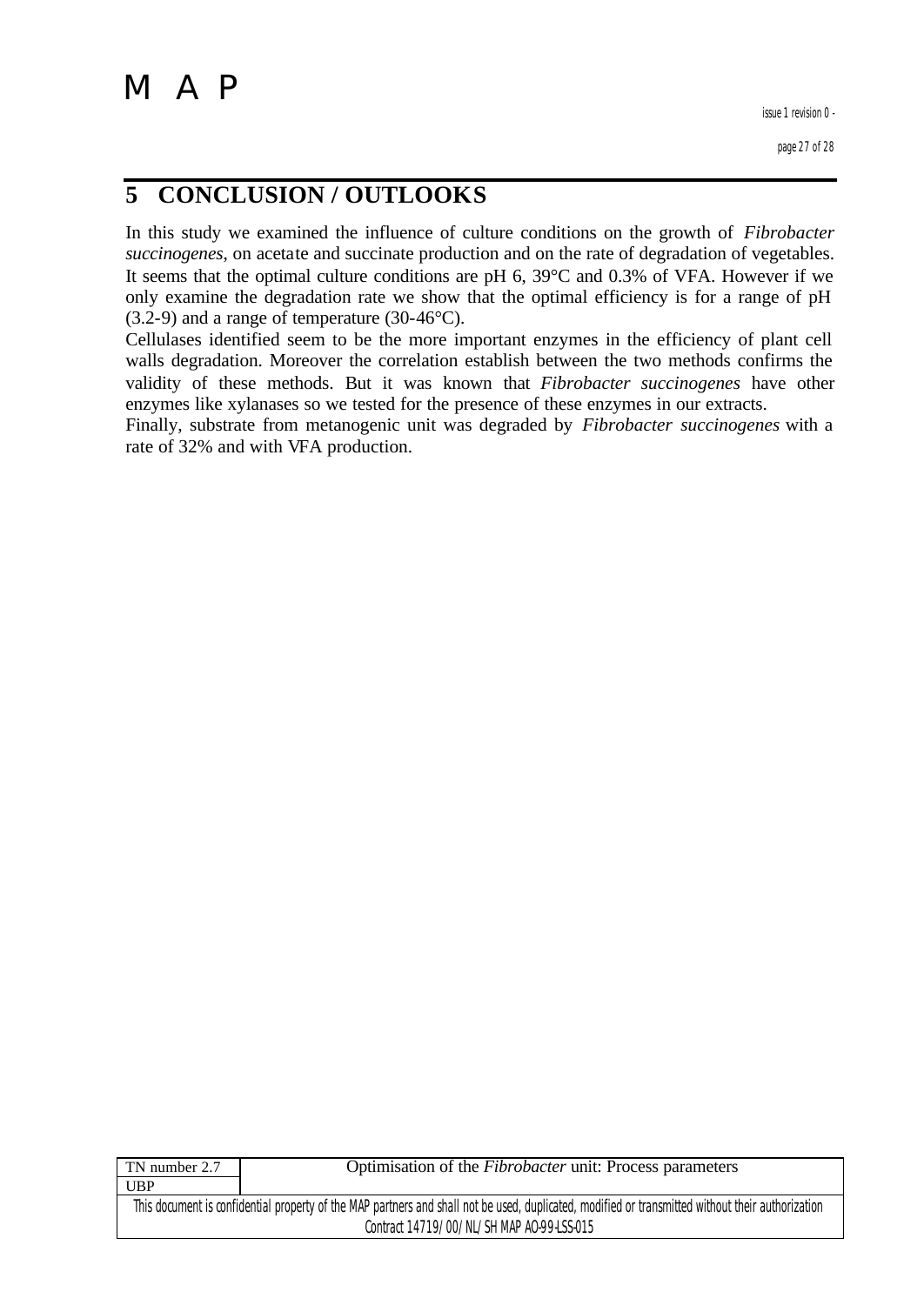# 5 CONCLUSION / OUTLOOKS

In this study we examined the influence of culture conditions on the growth of *Fibrobacter succinogenes*, on acetate and succinate production and on the rate of degradation of vegetables. It seems that the optimal culture conditions are pH 6, 39°C and 0.3% of VFA. However if we only examine the degradation rate we show that the optimal efficiency is for a range of pH (3.2-9) and a range of temperature (30-46°C).

Cellulases identified seem to be the more important enzymes in the efficiency of plant cell walls degradation. Moreover the correlation establish between the two methods confirms the validity of these methods. But it was known that *Fibrobacter succinogenes* have other enzymes like xylanases so we tested for the presence of these enzymes in our extracts.

Finally, substrate from metanogenic unit was degraded by *Fibrobacter succinogenes* with a rate of 32% and with VFA production.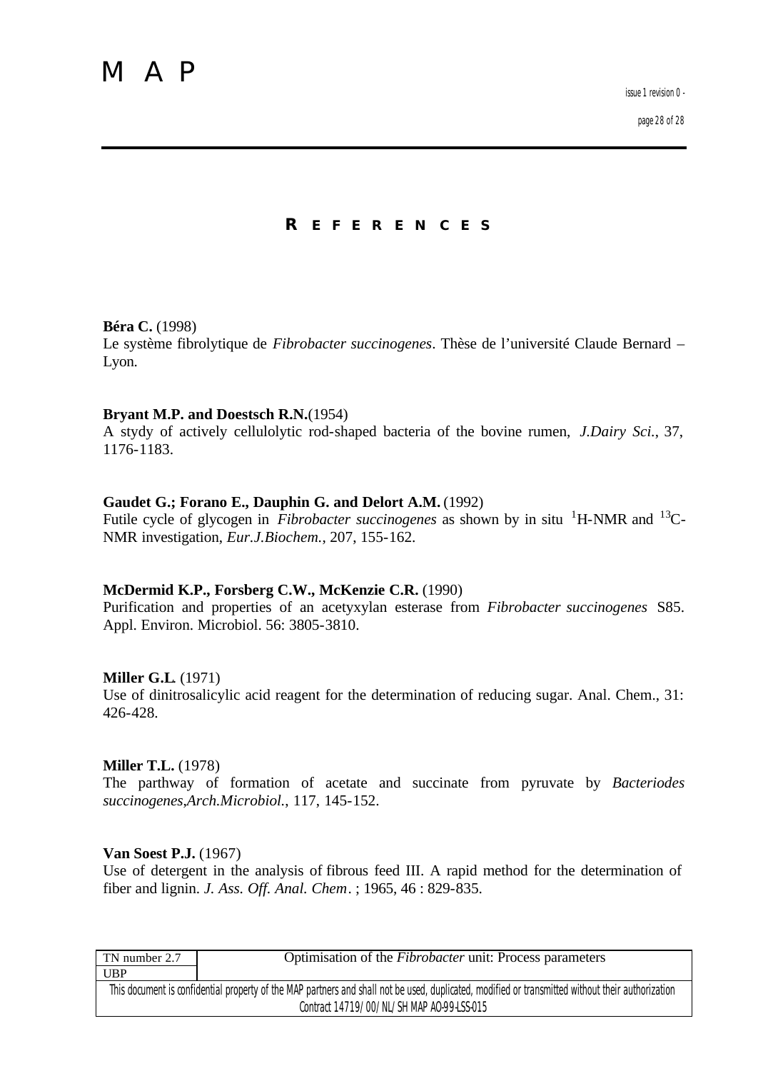## REFERENCES

**Béra C.** (1998)
Le système fibrolytique de *Fibrobacter succinogenes*. Thèse de l'université Claude Bernard – Lyon.

**Bryant M.P. and Doestsch R.N.**(1954)
A stydy of actively cellulolytic rod-shaped bacteria of the bovine rumen, *J.Dairy Sci.*, 37, 1176-1183.

**Gaudet G.; Forano E., Dauphin G. and Delort A.M.** (1992)
Futile cycle of glycogen in *Fibrobacter succinogenes* as shown by in situ $^{1}H$-NMR and $^{13}C$-NMR investigation, *Eur.J.Biochem.*, 207, 155-162.

**McDermid K.P., Forsberg C.W., McKenzie C.R.** (1990)
Purification and properties of an acetyxylan esterase from *Fibrobacter succinogenes* S85. Appl. Environ. Microbiol. 56: 3805-3810.

**Miller G.L.** (1971)
Use of dinitrosalicylic acid reagent for the determination of reducing sugar. Anal. Chem., 31: 426-428.

**Miller T.L.** (1978)
The parthway of formation of acetate and succinate from pyruvate by *Bacteriodes succinogenes*,*Arch.Microbiol.*, 117, 145-152.

**Van Soest P.J.** (1967)
Use of detergent in the analysis of fibrous feed III. A rapid method for the determination of fiber and lignin. *J. Ass. Off. Anal. Chem*. ; 1965, 46 : 829-835.